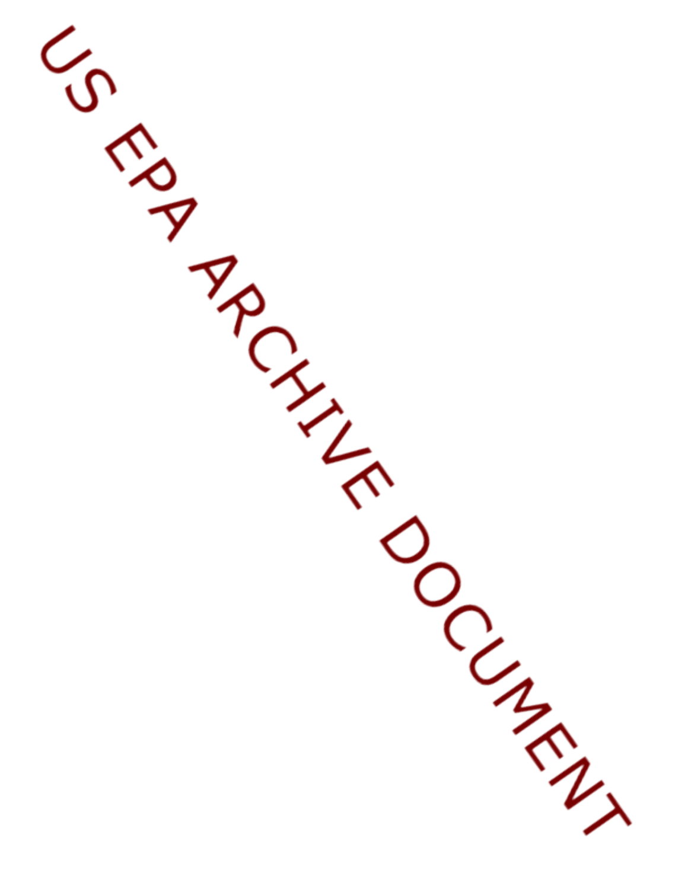US EPA ARCHIVE DOCUMENT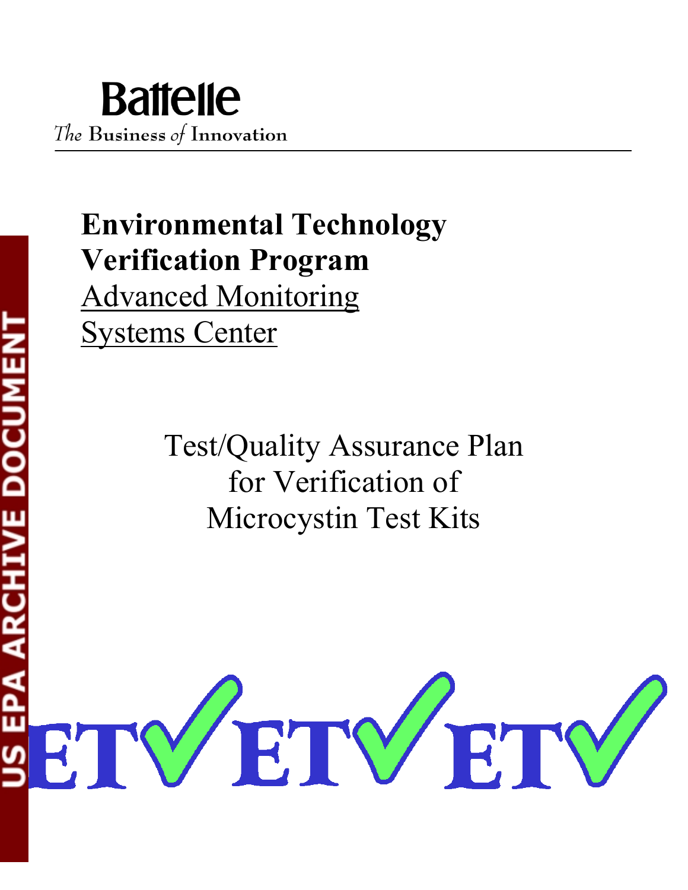**Battelle**

*The* Business *of* Innovation

# Environmental Technology Verification Program

Advanced Monitoring Systems Center

Test/Quality Assurance Plan
for Verification of
Microcystin Test Kits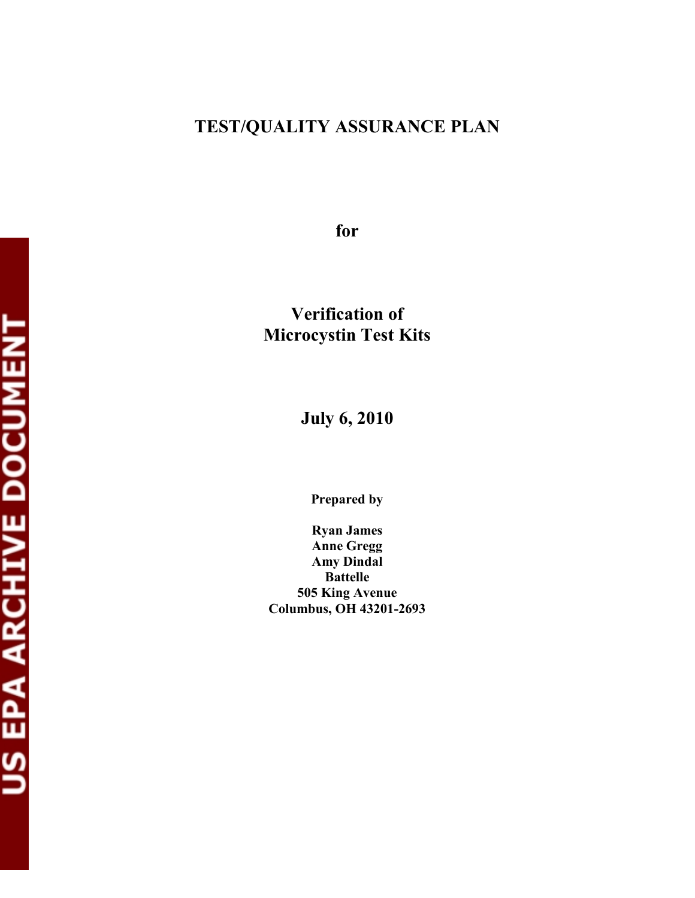# TEST/QUALITY ASSURANCE PLAN

**for**

## Verification of Microcystin Test Kits

**July 6, 2010**

**Prepared by**

**Ryan James**  
**Anne Gregg**  
**Amy Dindal**  
**Battelle**  
**505 King Avenue**  
**Columbus, OH 43201-2693**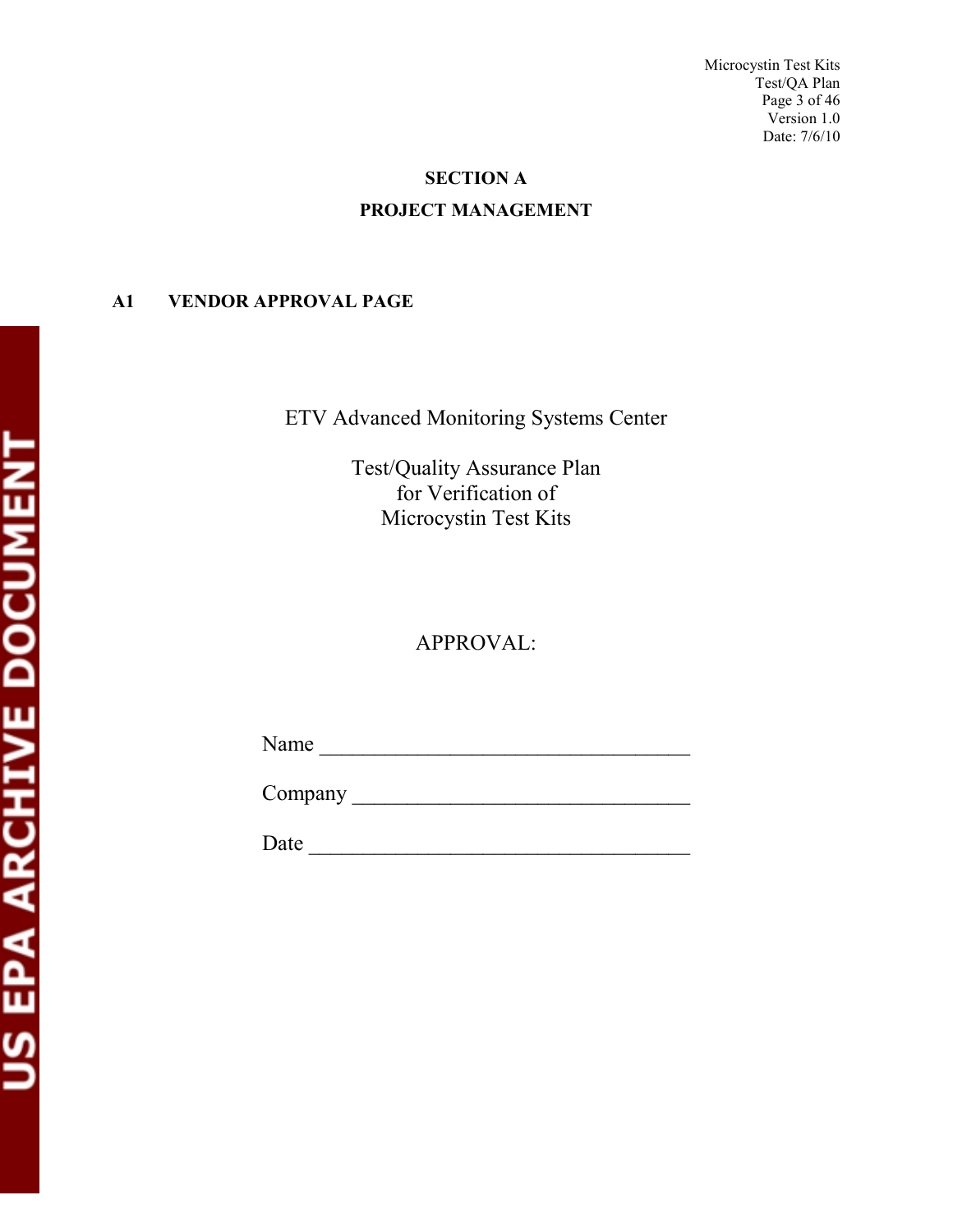# SECTION A

# PROJECT MANAGEMENT

## A1 VENDOR APPROVAL PAGE

ETV Advanced Monitoring Systems Center

Test/Quality Assurance Plan
for Verification of
Microcystin Test Kits

APPROVAL:

Name ________________________________

Company ______________________________

Date _________________________________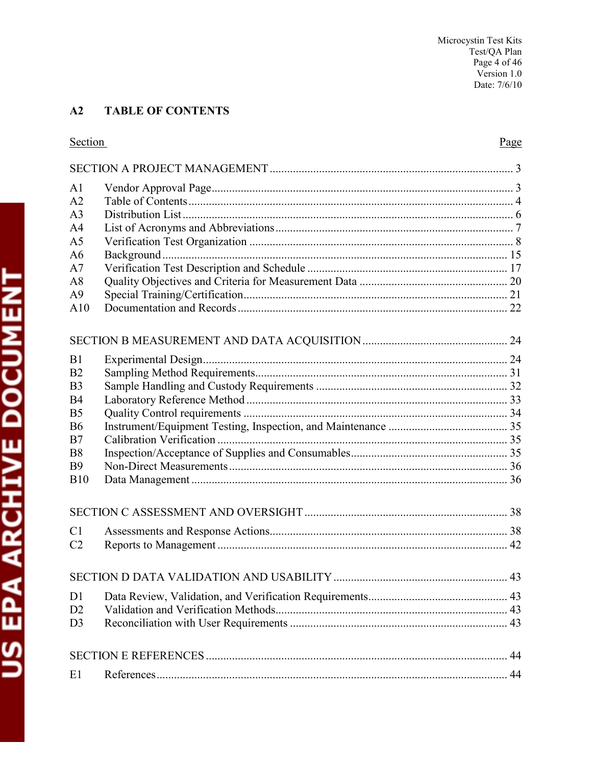## A2 TABLE OF CONTENTS

| Section | | Page |
|---|---|---|
| SECTION A PROJECT MANAGEMENT | | 3 |
| A1 | Vendor Approval Page | 3 |
| A2 | Table of Contents | 4 |
| A3 | Distribution List | 6 |
| A4 | List of Acronyms and Abbreviations | 7 |
| A5 | Verification Test Organization | 8 |
| A6 | Background | 15 |
| A7 | Verification Test Description and Schedule | 17 |
| A8 | Quality Objectives and Criteria for Measurement Data | 20 |
| A9 | Special Training/Certification | 21 |
| A10 | Documentation and Records | 22 |
| SECTION B MEASUREMENT AND DATA ACQUISITION | | 24 |
| B1 | Experimental Design | 24 |
| B2 | Sampling Method Requirements | 31 |
| B3 | Sample Handling and Custody Requirements | 32 |
| B4 | Laboratory Reference Method | 33 |
| B5 | Quality Control requirements | 34 |
| B6 | Instrument/Equipment Testing, Inspection, and Maintenance | 35 |
| B7 | Calibration Verification | 35 |
| B8 | Inspection/Acceptance of Supplies and Consumables | 35 |
| B9 | Non-Direct Measurements | 36 |
| B10 | Data Management | 36 |
| SECTION C ASSESSMENT AND OVERSIGHT | | 38 |
| C1 | Assessments and Response Actions | 38 |
| C2 | Reports to Management | 42 |
| SECTION D DATA VALIDATION AND USABILITY | | 43 |
| D1 | Data Review, Validation, and Verification Requirements | 43 |
| D2 | Validation and Verification Methods | 43 |
| D3 | Reconciliation with User Requirements | 43 |
| SECTION E REFERENCES | | 44 |
| E1 | References | 44 |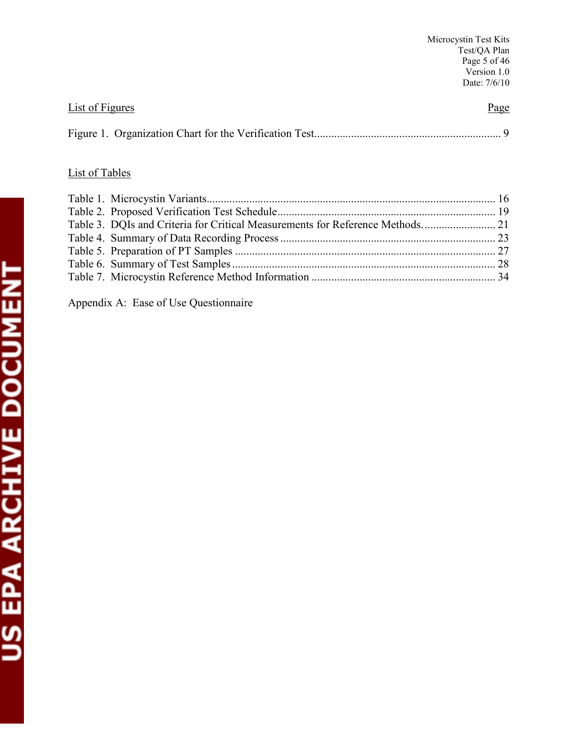List of Figures — Page

Figure 1. Organization Chart for the Verification Test .......... 9

List of Tables

Table 1. Microcystin Variants .......... 16
Table 2. Proposed Verification Test Schedule .......... 19
Table 3. DQIs and Criteria for Critical Measurements for Reference Methods. .......... 21
Table 4. Summary of Data Recording Process .......... 23
Table 5. Preparation of PT Samples .......... 27
Table 6. Summary of Test Samples .......... 28
Table 7. Microcystin Reference Method Information .......... 34

Appendix A: Ease of Use Questionnaire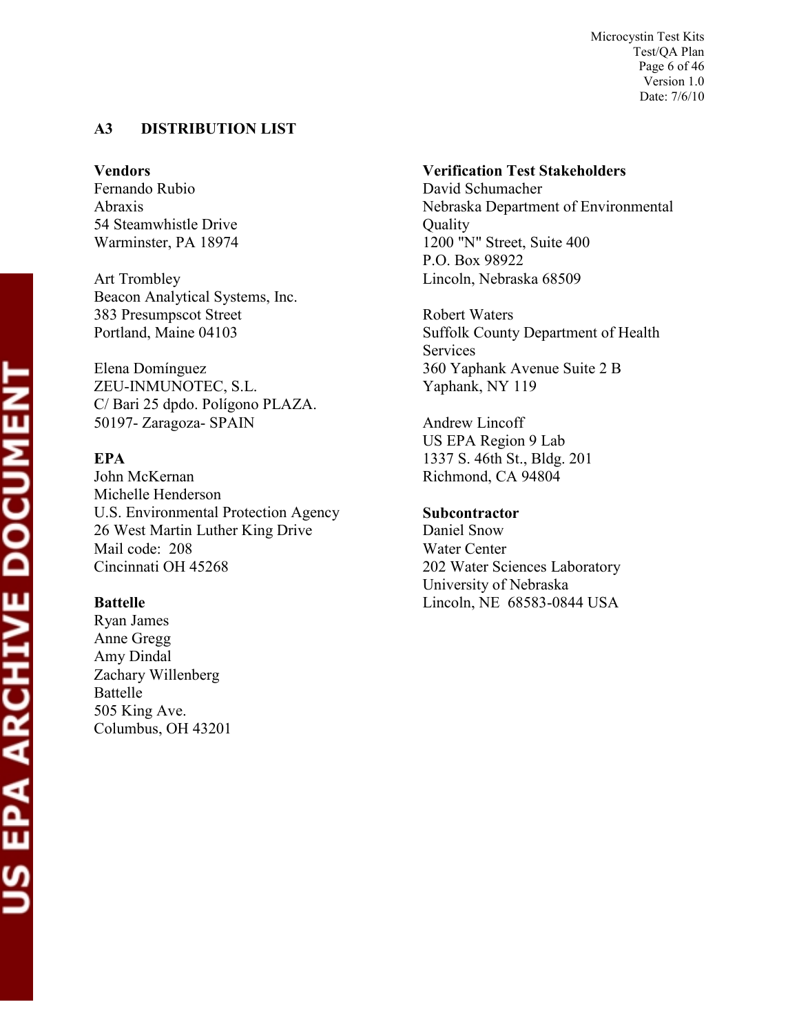## A3 DISTRIBUTION LIST

**Vendors**

Fernando Rubio
Abraxis
54 Steamwhistle Drive
Warminster, PA 18974

Art Trombley
Beacon Analytical Systems, Inc.
383 Presumpscot Street
Portland, Maine 04103

Elena Domínguez
ZEU-INMUNOTEC, S.L.
C/ Bari 25 dpdo. Polígono PLAZA.
50197- Zaragoza- SPAIN

**EPA**

John McKernan
Michelle Henderson
U.S. Environmental Protection Agency
26 West Martin Luther King Drive
Mail code: 208
Cincinnati OH 45268

**Battelle**

Ryan James
Anne Gregg
Amy Dindal
Zachary Willenberg
Battelle
505 King Ave.
Columbus, OH 43201

**Verification Test Stakeholders**

David Schumacher
Nebraska Department of Environmental Quality
1200 "N" Street, Suite 400
P.O. Box 98922
Lincoln, Nebraska 68509

Robert Waters
Suffolk County Department of Health Services
360 Yaphank Avenue Suite 2 B
Yaphank, NY 119

Andrew Lincoff
US EPA Region 9 Lab
1337 S. 46th St., Bldg. 201
Richmond, CA 94804

**Subcontractor**

Daniel Snow
Water Center
202 Water Sciences Laboratory
University of Nebraska
Lincoln, NE 68583-0844 USA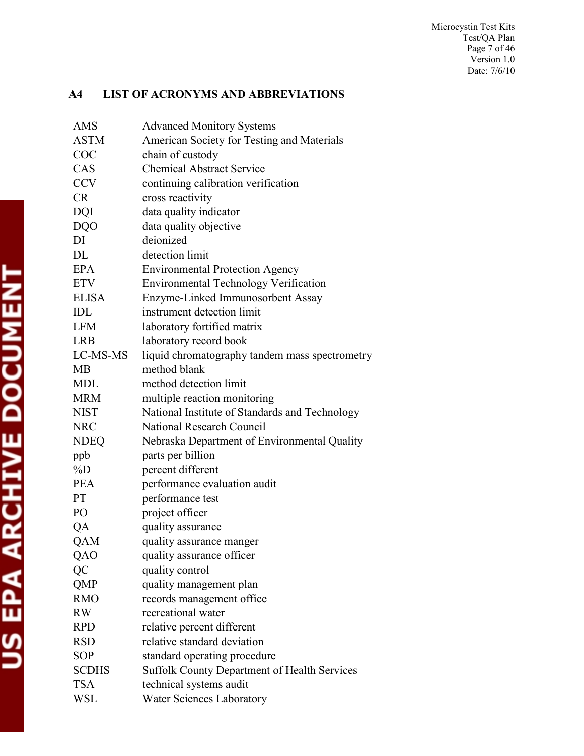## A4 LIST OF ACRONYMS AND ABBREVIATIONS

| | |
|---|---|
| AMS | Advanced Monitory Systems |
| ASTM | American Society for Testing and Materials |
| COC | chain of custody |
| CAS | Chemical Abstract Service |
| CCV | continuing calibration verification |
| CR | cross reactivity |
| DQI | data quality indicator |
| DQO | data quality objective |
| DI | deionized |
| DL | detection limit |
| EPA | Environmental Protection Agency |
| ETV | Environmental Technology Verification |
| ELISA | Enzyme-Linked Immunosorbent Assay |
| IDL | instrument detection limit |
| LFM | laboratory fortified matrix |
| LRB | laboratory record book |
| LC-MS-MS | liquid chromatography tandem mass spectrometry |
| MB | method blank |
| MDL | method detection limit |
| MRM | multiple reaction monitoring |
| NIST | National Institute of Standards and Technology |
| NRC | National Research Council |
| NDEQ | Nebraska Department of Environmental Quality |
| ppb | parts per billion |
| %D | percent different |
| PEA | performance evaluation audit |
| PT | performance test |
| PO | project officer |
| QA | quality assurance |
| QAM | quality assurance manger |
| QAO | quality assurance officer |
| QC | quality control |
| QMP | quality management plan |
| RMO | records management office |
| RW | recreational water |
| RPD | relative percent different |
| RSD | relative standard deviation |
| SOP | standard operating procedure |
| SCDHS | Suffolk County Department of Health Services |
| TSA | technical systems audit |
| WSL | Water Sciences Laboratory |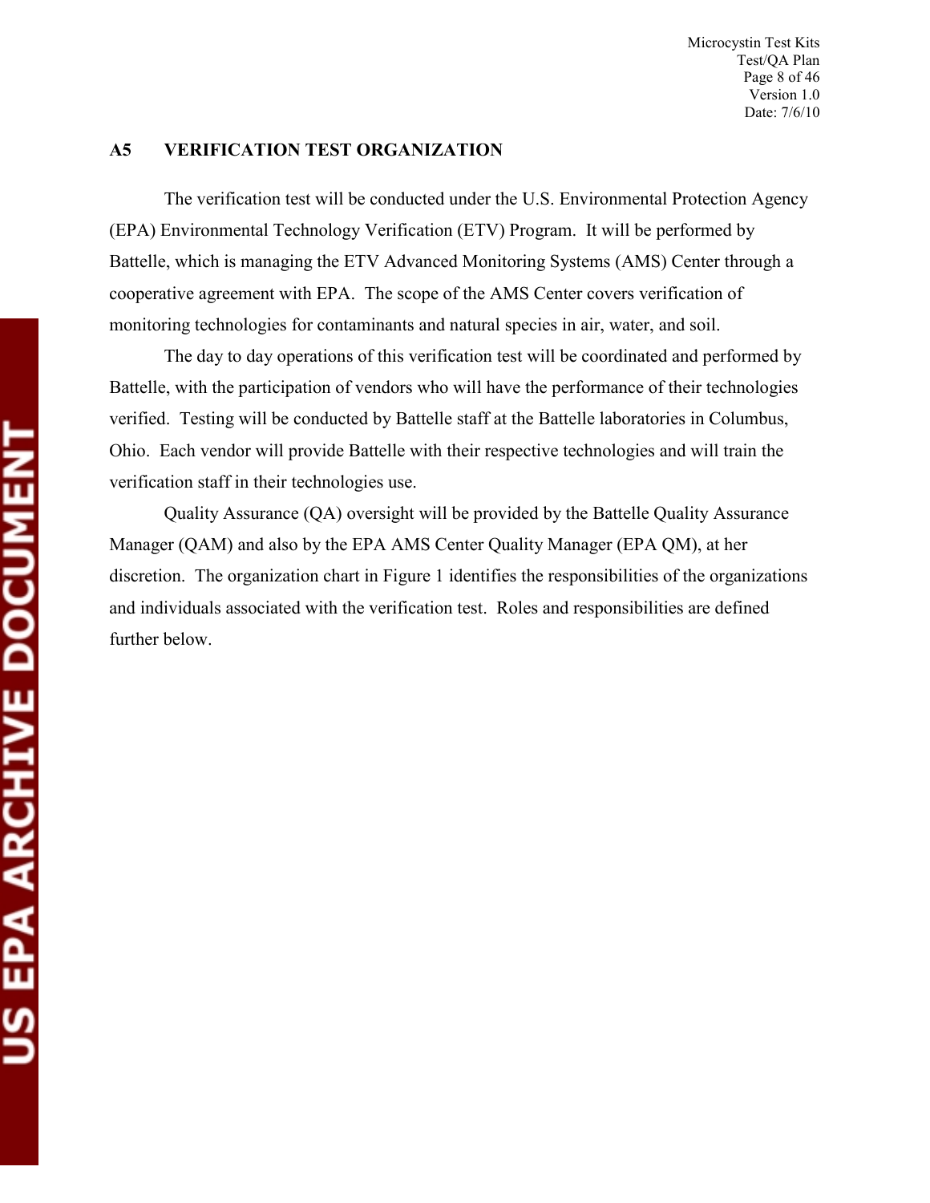## A5 VERIFICATION TEST ORGANIZATION

The verification test will be conducted under the U.S. Environmental Protection Agency (EPA) Environmental Technology Verification (ETV) Program. It will be performed by Battelle, which is managing the ETV Advanced Monitoring Systems (AMS) Center through a cooperative agreement with EPA. The scope of the AMS Center covers verification of monitoring technologies for contaminants and natural species in air, water, and soil.

The day to day operations of this verification test will be coordinated and performed by Battelle, with the participation of vendors who will have the performance of their technologies verified. Testing will be conducted by Battelle staff at the Battelle laboratories in Columbus, Ohio. Each vendor will provide Battelle with their respective technologies and will train the verification staff in their technologies use.

Quality Assurance (QA) oversight will be provided by the Battelle Quality Assurance Manager (QAM) and also by the EPA AMS Center Quality Manager (EPA QM), at her discretion. The organization chart in Figure 1 identifies the responsibilities of the organizations and individuals associated with the verification test. Roles and responsibilities are defined further below.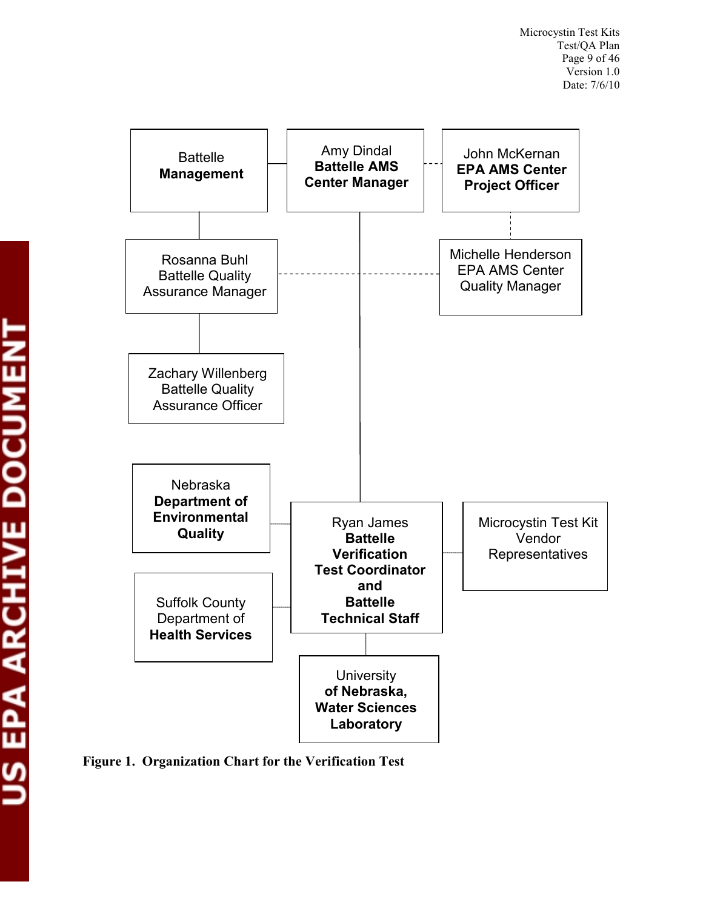Battelle **Management**

Amy Dindal **Battelle AMS Center Manager**

John McKernan **EPA AMS Center Project Officer**

Rosanna Buhl Battelle Quality Assurance Manager

Michelle Henderson EPA AMS Center Quality Manager

Zachary Willenberg Battelle Quality Assurance Officer

Nebraska **Department of Environmental Quality**

Ryan James **Battelle Verification Test Coordinator and Battelle Technical Staff**

Microcystin Test Kit Vendor Representatives

Suffolk County Department of **Health Services**

University **of Nebraska, Water Sciences Laboratory**

**Figure 1. Organization Chart for the Verification Test**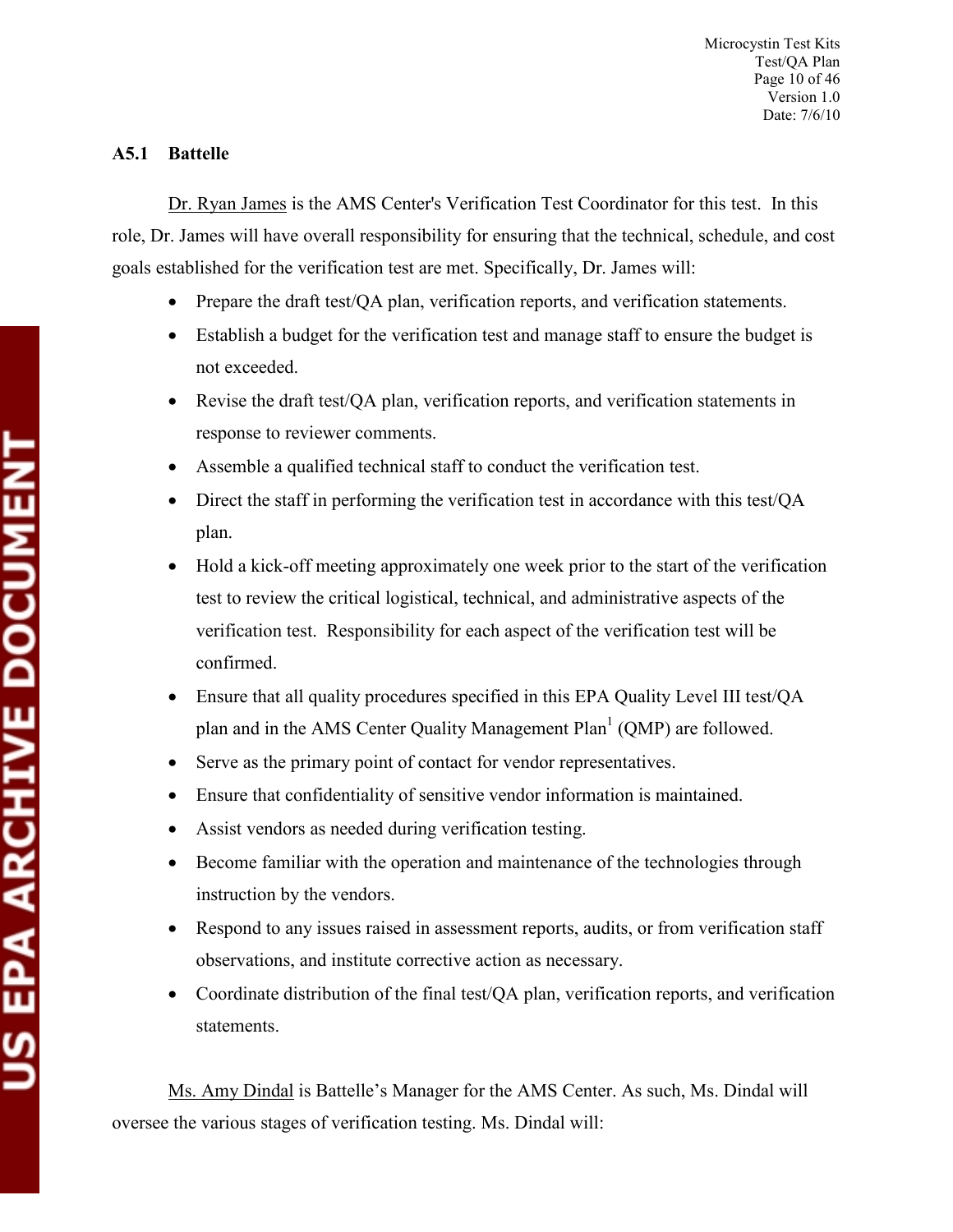### A5.1 Battelle

Dr. Ryan James is the AMS Center's Verification Test Coordinator for this test. In this role, Dr. James will have overall responsibility for ensuring that the technical, schedule, and cost goals established for the verification test are met. Specifically, Dr. James will:

- Prepare the draft test/QA plan, verification reports, and verification statements.
- Establish a budget for the verification test and manage staff to ensure the budget is not exceeded.
- Revise the draft test/QA plan, verification reports, and verification statements in response to reviewer comments.
- Assemble a qualified technical staff to conduct the verification test.
- Direct the staff in performing the verification test in accordance with this test/QA plan.
- Hold a kick-off meeting approximately one week prior to the start of the verification test to review the critical logistical, technical, and administrative aspects of the verification test. Responsibility for each aspect of the verification test will be confirmed.
- Ensure that all quality procedures specified in this EPA Quality Level III test/QA plan and in the AMS Center Quality Management Plan[1] (QMP) are followed.
- Serve as the primary point of contact for vendor representatives.
- Ensure that confidentiality of sensitive vendor information is maintained.
- Assist vendors as needed during verification testing.
- Become familiar with the operation and maintenance of the technologies through instruction by the vendors.
- Respond to any issues raised in assessment reports, audits, or from verification staff observations, and institute corrective action as necessary.
- Coordinate distribution of the final test/QA plan, verification reports, and verification statements.

Ms. Amy Dindal is Battelle's Manager for the AMS Center. As such, Ms. Dindal will oversee the various stages of verification testing. Ms. Dindal will: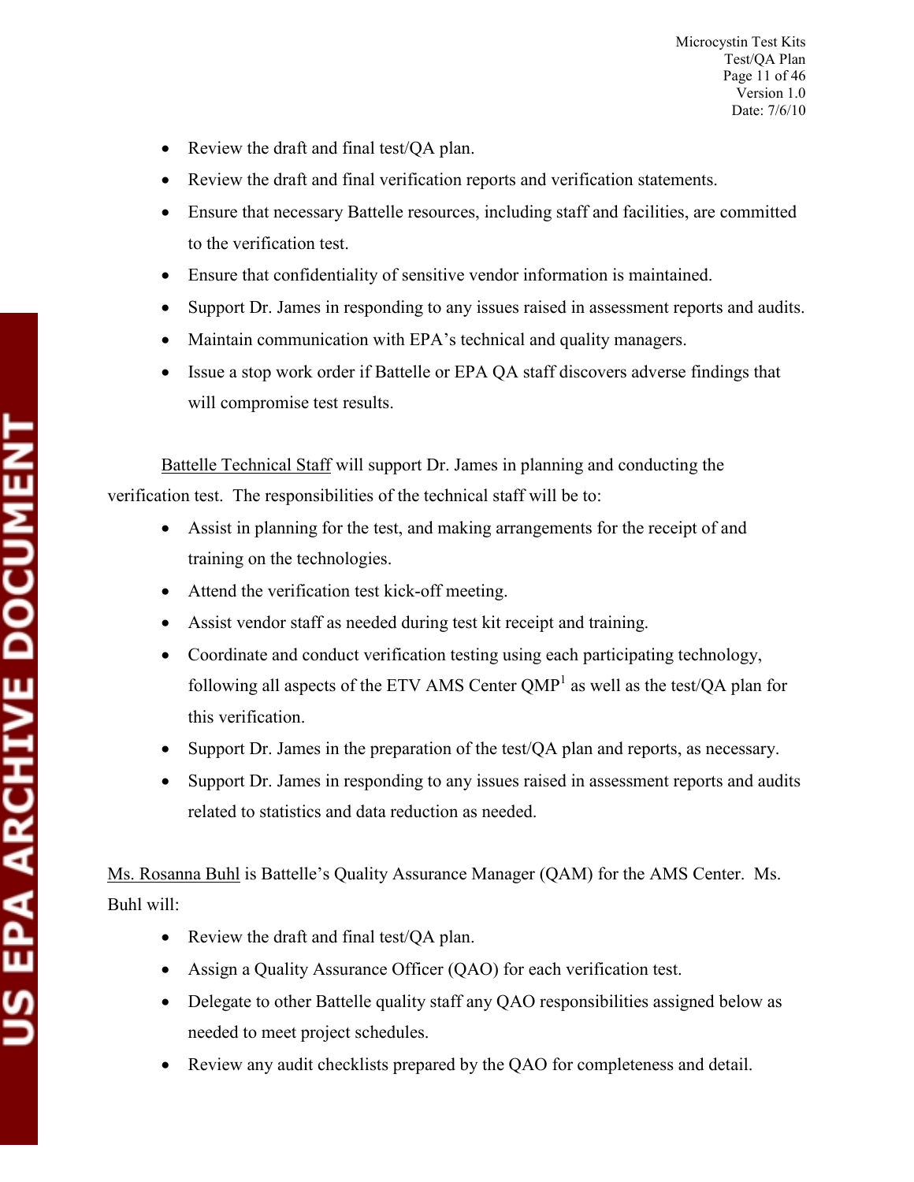- Review the draft and final test/QA plan.
- Review the draft and final verification reports and verification statements.
- Ensure that necessary Battelle resources, including staff and facilities, are committed to the verification test.
- Ensure that confidentiality of sensitive vendor information is maintained.
- Support Dr. James in responding to any issues raised in assessment reports and audits.
- Maintain communication with EPA's technical and quality managers.
- Issue a stop work order if Battelle or EPA QA staff discovers adverse findings that will compromise test results.

Battelle Technical Staff will support Dr. James in planning and conducting the verification test. The responsibilities of the technical staff will be to:

- Assist in planning for the test, and making arrangements for the receipt of and training on the technologies.
- Attend the verification test kick-off meeting.
- Assist vendor staff as needed during test kit receipt and training.
- Coordinate and conduct verification testing using each participating technology, following all aspects of the ETV AMS Center QMP[1] as well as the test/QA plan for this verification.
- Support Dr. James in the preparation of the test/QA plan and reports, as necessary.
- Support Dr. James in responding to any issues raised in assessment reports and audits related to statistics and data reduction as needed.

Ms. Rosanna Buhl is Battelle's Quality Assurance Manager (QAM) for the AMS Center. Ms. Buhl will:

- Review the draft and final test/QA plan.
- Assign a Quality Assurance Officer (QAO) for each verification test.
- Delegate to other Battelle quality staff any QAO responsibilities assigned below as needed to meet project schedules.
- Review any audit checklists prepared by the QAO for completeness and detail.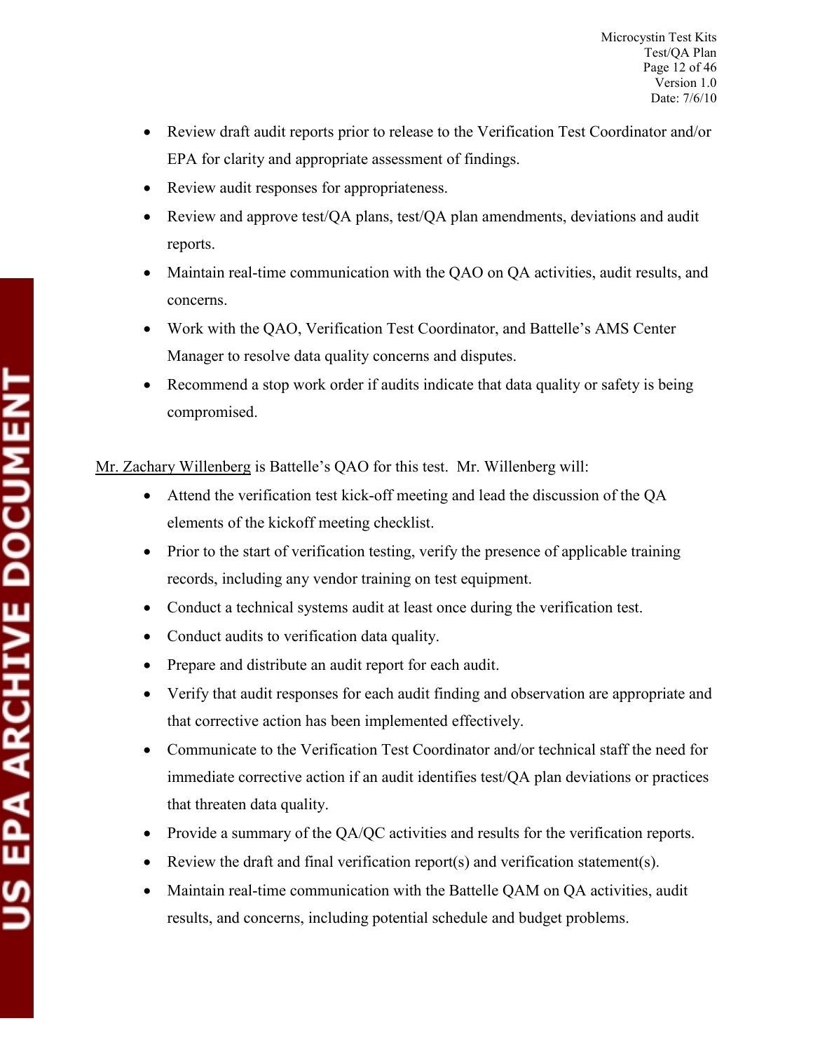- Review draft audit reports prior to release to the Verification Test Coordinator and/or EPA for clarity and appropriate assessment of findings.
- Review audit responses for appropriateness.
- Review and approve test/QA plans, test/QA plan amendments, deviations and audit reports.
- Maintain real-time communication with the QAO on QA activities, audit results, and concerns.
- Work with the QAO, Verification Test Coordinator, and Battelle's AMS Center Manager to resolve data quality concerns and disputes.
- Recommend a stop work order if audits indicate that data quality or safety is being compromised.

Mr. Zachary Willenberg is Battelle's QAO for this test. Mr. Willenberg will:

- Attend the verification test kick-off meeting and lead the discussion of the QA elements of the kickoff meeting checklist.
- Prior to the start of verification testing, verify the presence of applicable training records, including any vendor training on test equipment.
- Conduct a technical systems audit at least once during the verification test.
- Conduct audits to verification data quality.
- Prepare and distribute an audit report for each audit.
- Verify that audit responses for each audit finding and observation are appropriate and that corrective action has been implemented effectively.
- Communicate to the Verification Test Coordinator and/or technical staff the need for immediate corrective action if an audit identifies test/QA plan deviations or practices that threaten data quality.
- Provide a summary of the QA/QC activities and results for the verification reports.
- Review the draft and final verification report(s) and verification statement(s).
- Maintain real-time communication with the Battelle QAM on QA activities, audit results, and concerns, including potential schedule and budget problems.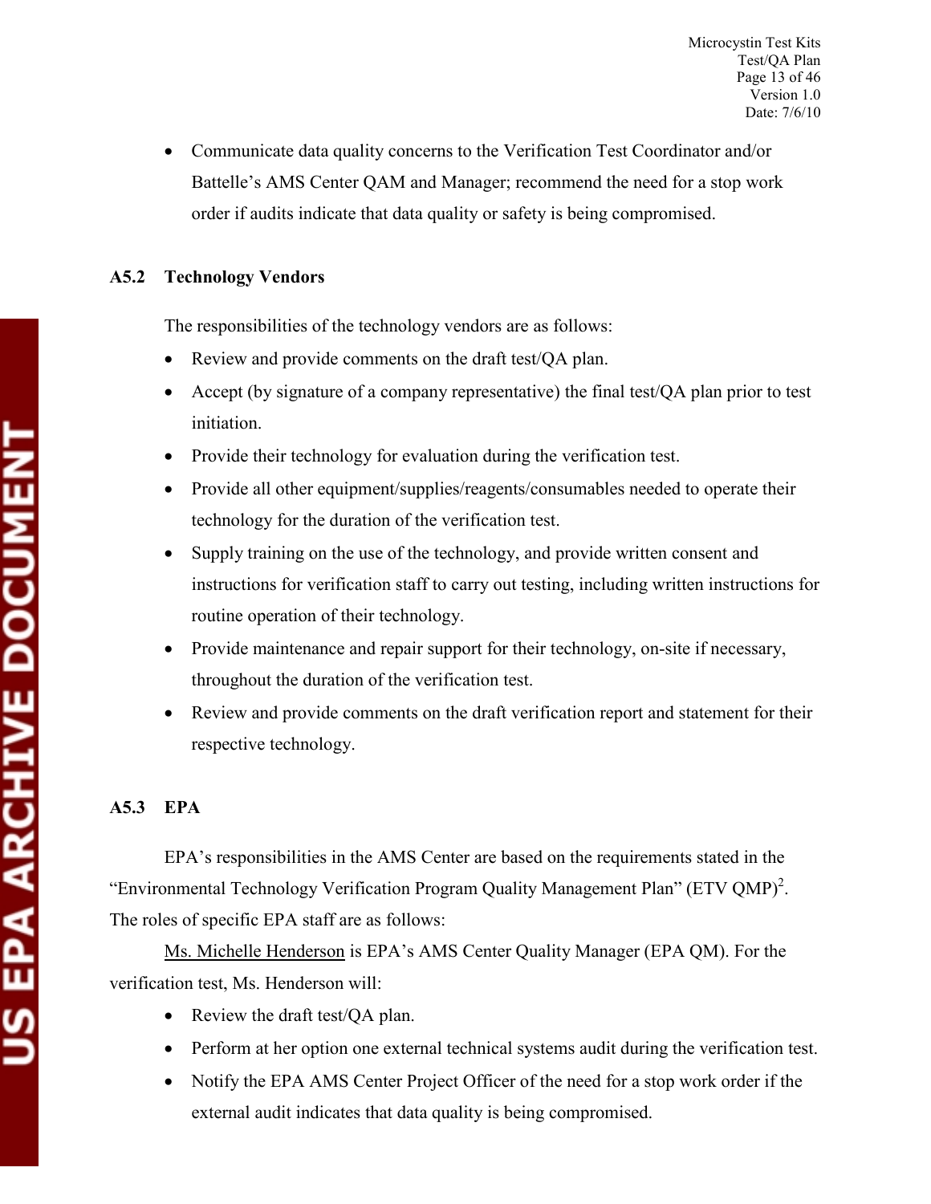- Communicate data quality concerns to the Verification Test Coordinator and/or Battelle's AMS Center QAM and Manager; recommend the need for a stop work order if audits indicate that data quality or safety is being compromised.

### A5.2 Technology Vendors

The responsibilities of the technology vendors are as follows:

- Review and provide comments on the draft test/QA plan.
- Accept (by signature of a company representative) the final test/QA plan prior to test initiation.
- Provide their technology for evaluation during the verification test.
- Provide all other equipment/supplies/reagents/consumables needed to operate their technology for the duration of the verification test.
- Supply training on the use of the technology, and provide written consent and instructions for verification staff to carry out testing, including written instructions for routine operation of their technology.
- Provide maintenance and repair support for their technology, on-site if necessary, throughout the duration of the verification test.
- Review and provide comments on the draft verification report and statement for their respective technology.

### A5.3 EPA

EPA's responsibilities in the AMS Center are based on the requirements stated in the "Environmental Technology Verification Program Quality Management Plan" (ETV QMP)[2]. The roles of specific EPA staff are as follows:

Ms. Michelle Henderson is EPA's AMS Center Quality Manager (EPA QM). For the verification test, Ms. Henderson will:

- Review the draft test/QA plan.
- Perform at her option one external technical systems audit during the verification test.
- Notify the EPA AMS Center Project Officer of the need for a stop work order if the external audit indicates that data quality is being compromised.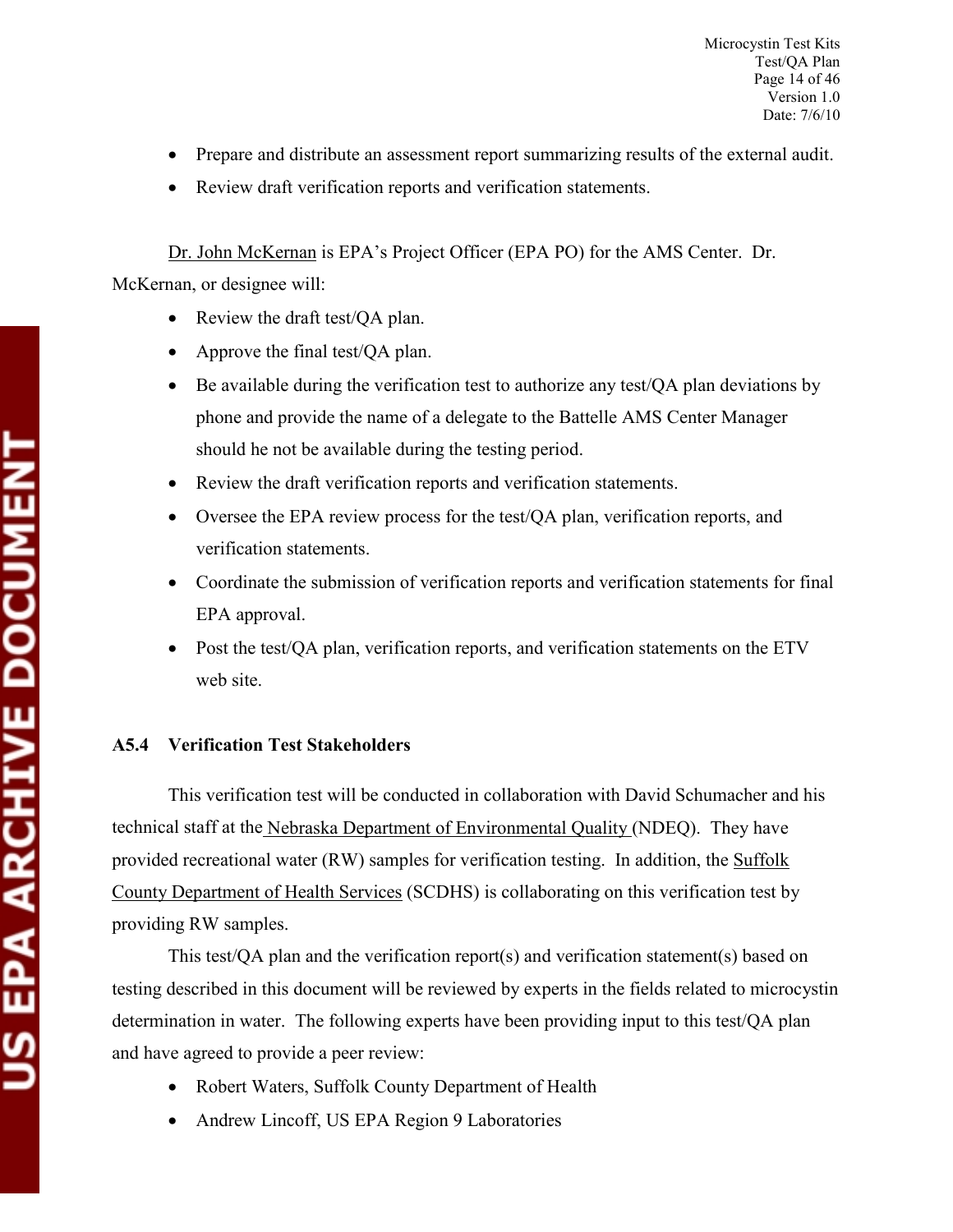- Prepare and distribute an assessment report summarizing results of the external audit.
- Review draft verification reports and verification statements.

Dr. John McKernan is EPA's Project Officer (EPA PO) for the AMS Center. Dr. McKernan, or designee will:

- Review the draft test/QA plan.
- Approve the final test/QA plan.
- Be available during the verification test to authorize any test/QA plan deviations by phone and provide the name of a delegate to the Battelle AMS Center Manager should he not be available during the testing period.
- Review the draft verification reports and verification statements.
- Oversee the EPA review process for the test/QA plan, verification reports, and verification statements.
- Coordinate the submission of verification reports and verification statements for final EPA approval.
- Post the test/QA plan, verification reports, and verification statements on the ETV web site.

### A5.4 Verification Test Stakeholders

This verification test will be conducted in collaboration with David Schumacher and his technical staff at the Nebraska Department of Environmental Quality (NDEQ). They have provided recreational water (RW) samples for verification testing. In addition, the Suffolk County Department of Health Services (SCDHS) is collaborating on this verification test by providing RW samples.

This test/QA plan and the verification report(s) and verification statement(s) based on testing described in this document will be reviewed by experts in the fields related to microcystin determination in water. The following experts have been providing input to this test/QA plan and have agreed to provide a peer review:

- Robert Waters, Suffolk County Department of Health
- Andrew Lincoff, US EPA Region 9 Laboratories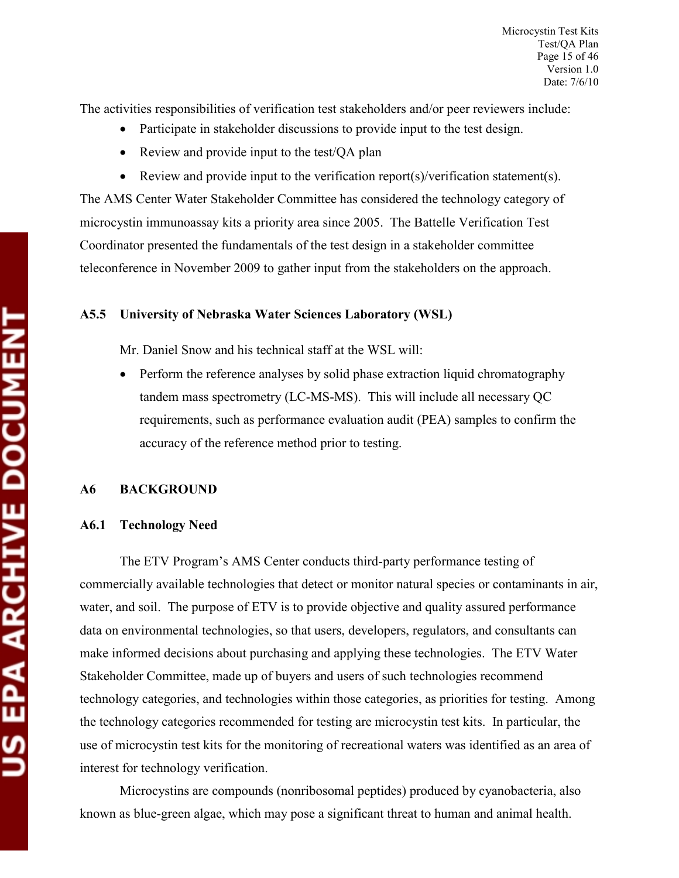The activities responsibilities of verification test stakeholders and/or peer reviewers include:

- Participate in stakeholder discussions to provide input to the test design.
- Review and provide input to the test/QA plan
- Review and provide input to the verification report(s)/verification statement(s).

The AMS Center Water Stakeholder Committee has considered the technology category of microcystin immunoassay kits a priority area since 2005. The Battelle Verification Test Coordinator presented the fundamentals of the test design in a stakeholder committee teleconference in November 2009 to gather input from the stakeholders on the approach.

### A5.5 University of Nebraska Water Sciences Laboratory (WSL)

Mr. Daniel Snow and his technical staff at the WSL will:

- Perform the reference analyses by solid phase extraction liquid chromatography tandem mass spectrometry (LC-MS-MS). This will include all necessary QC requirements, such as performance evaluation audit (PEA) samples to confirm the accuracy of the reference method prior to testing.

## A6 BACKGROUND

### A6.1 Technology Need

The ETV Program's AMS Center conducts third-party performance testing of commercially available technologies that detect or monitor natural species or contaminants in air, water, and soil. The purpose of ETV is to provide objective and quality assured performance data on environmental technologies, so that users, developers, regulators, and consultants can make informed decisions about purchasing and applying these technologies. The ETV Water Stakeholder Committee, made up of buyers and users of such technologies recommend technology categories, and technologies within those categories, as priorities for testing. Among the technology categories recommended for testing are microcystin test kits. In particular, the use of microcystin test kits for the monitoring of recreational waters was identified as an area of interest for technology verification.

Microcystins are compounds (nonribosomal peptides) produced by cyanobacteria, also known as blue-green algae, which may pose a significant threat to human and animal health.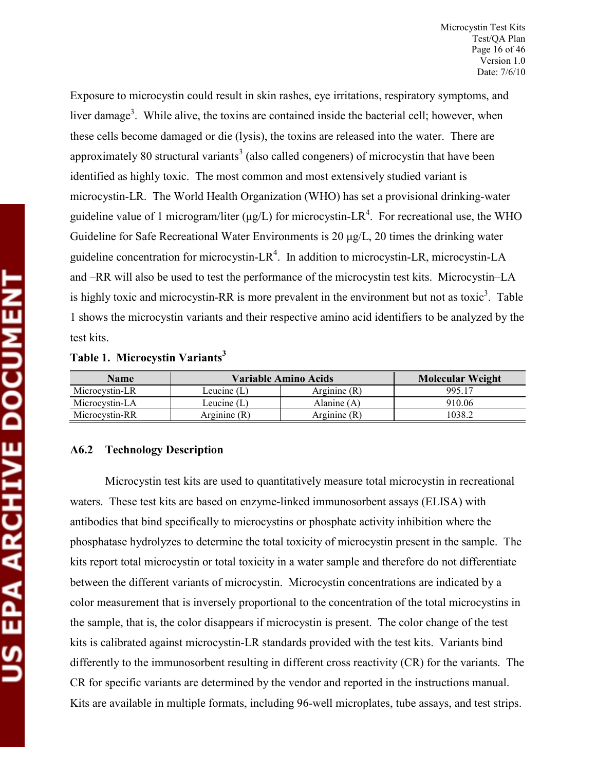Exposure to microcystin could result in skin rashes, eye irritations, respiratory symptoms, and liver damage[3]. While alive, the toxins are contained inside the bacterial cell; however, when these cells become damaged or die (lysis), the toxins are released into the water. There are approximately 80 structural variants[3] (also called congeners) of microcystin that have been identified as highly toxic. The most common and most extensively studied variant is microcystin-LR. The World Health Organization (WHO) has set a provisional drinking-water guideline value of 1 microgram/liter (µg/L) for microcystin-LR[4]. For recreational use, the WHO Guideline for Safe Recreational Water Environments is 20 µg/L, 20 times the drinking water guideline concentration for microcystin-LR[4]. In addition to microcystin-LR, microcystin-LA and –RR will also be used to test the performance of the microcystin test kits. Microcystin–LA is highly toxic and microcystin-RR is more prevalent in the environment but not as toxic[3]. Table 1 shows the microcystin variants and their respective amino acid identifiers to be analyzed by the test kits.

**Table 1. Microcystin Variants[3]**

| Name | Variable Amino Acids | | Molecular Weight |
|---|---|---|---|
| Microcystin-LR | Leucine (L) | Arginine (R) | 995.17 |
| Microcystin-LA | Leucine (L) | Alanine (A) | 910.06 |
| Microcystin-RR | Arginine (R) | Arginine (R) | 1038.2 |

### A6.2 Technology Description

Microcystin test kits are used to quantitatively measure total microcystin in recreational waters. These test kits are based on enzyme-linked immunosorbent assays (ELISA) with antibodies that bind specifically to microcystins or phosphate activity inhibition where the phosphatase hydrolyzes to determine the total toxicity of microcystin present in the sample. The kits report total microcystin or total toxicity in a water sample and therefore do not differentiate between the different variants of microcystin. Microcystin concentrations are indicated by a color measurement that is inversely proportional to the concentration of the total microcystins in the sample, that is, the color disappears if microcystin is present. The color change of the test kits is calibrated against microcystin-LR standards provided with the test kits. Variants bind differently to the immunosorbent resulting in different cross reactivity (CR) for the variants. The CR for specific variants are determined by the vendor and reported in the instructions manual. Kits are available in multiple formats, including 96-well microplates, tube assays, and test strips.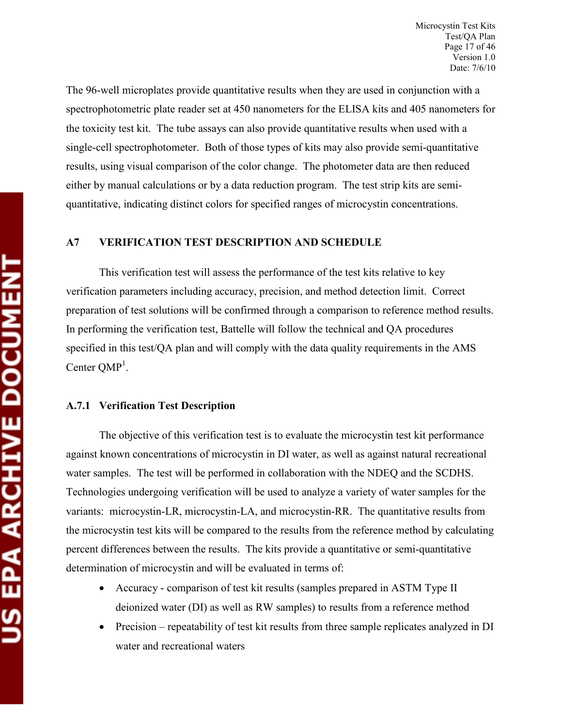The 96-well microplates provide quantitative results when they are used in conjunction with a spectrophotometric plate reader set at 450 nanometers for the ELISA kits and 405 nanometers for the toxicity test kit. The tube assays can also provide quantitative results when used with a single-cell spectrophotometer. Both of those types of kits may also provide semi-quantitative results, using visual comparison of the color change. The photometer data are then reduced either by manual calculations or by a data reduction program. The test strip kits are semi-quantitative, indicating distinct colors for specified ranges of microcystin concentrations.

## A7 VERIFICATION TEST DESCRIPTION AND SCHEDULE

This verification test will assess the performance of the test kits relative to key verification parameters including accuracy, precision, and method detection limit. Correct preparation of test solutions will be confirmed through a comparison to reference method results. In performing the verification test, Battelle will follow the technical and QA procedures specified in this test/QA plan and will comply with the data quality requirements in the AMS Center QMP[1].

### A.7.1 Verification Test Description

The objective of this verification test is to evaluate the microcystin test kit performance against known concentrations of microcystin in DI water, as well as against natural recreational water samples. The test will be performed in collaboration with the NDEQ and the SCDHS. Technologies undergoing verification will be used to analyze a variety of water samples for the variants: microcystin-LR, microcystin-LA, and microcystin-RR. The quantitative results from the microcystin test kits will be compared to the results from the reference method by calculating percent differences between the results. The kits provide a quantitative or semi-quantitative determination of microcystin and will be evaluated in terms of:

- Accuracy - comparison of test kit results (samples prepared in ASTM Type II deionized water (DI) as well as RW samples) to results from a reference method
- Precision – repeatability of test kit results from three sample replicates analyzed in DI water and recreational waters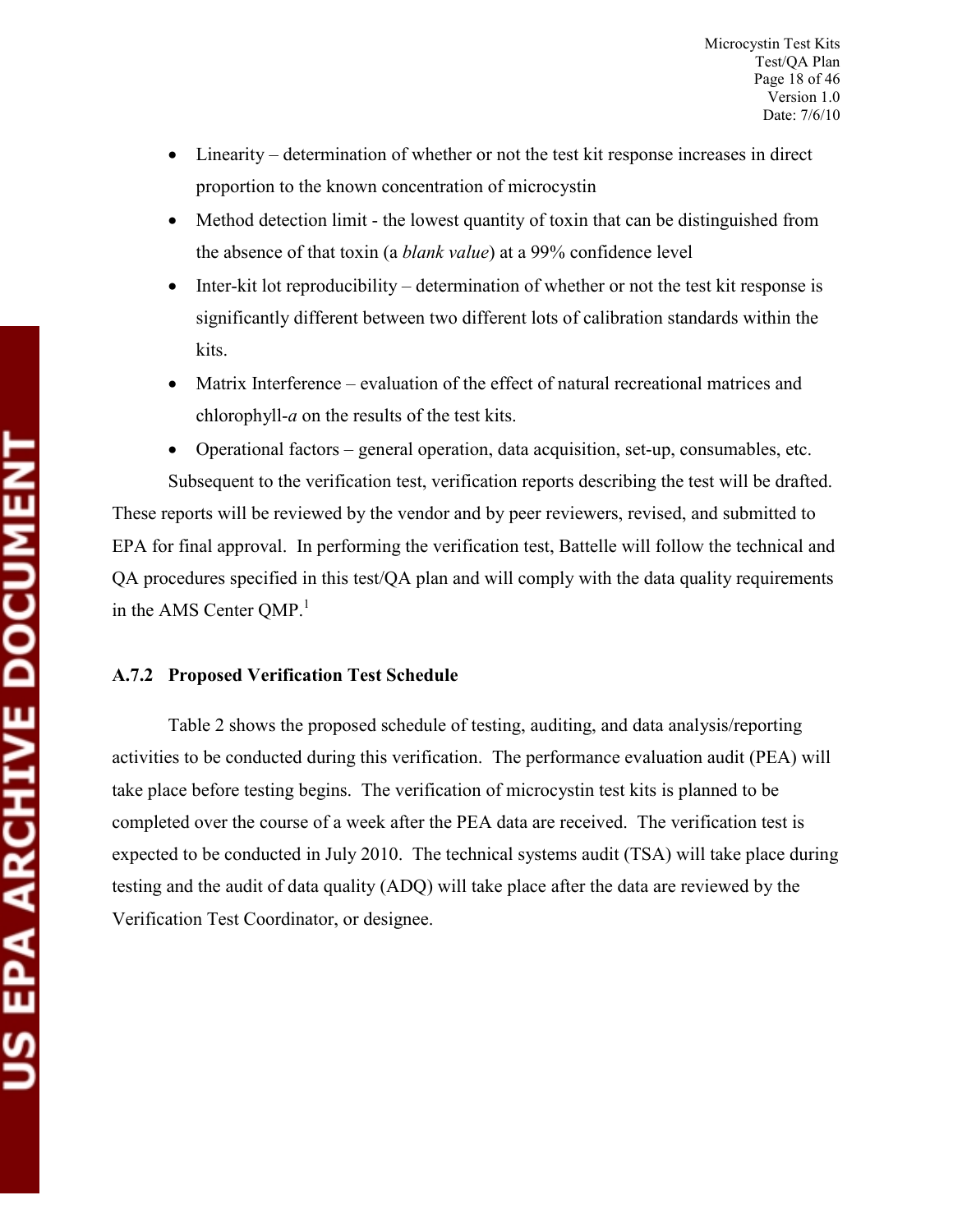- Linearity – determination of whether or not the test kit response increases in direct proportion to the known concentration of microcystin
- Method detection limit - the lowest quantity of toxin that can be distinguished from the absence of that toxin (a *blank value*) at a 99% confidence level
- Inter-kit lot reproducibility – determination of whether or not the test kit response is significantly different between two different lots of calibration standards within the kits.
- Matrix Interference – evaluation of the effect of natural recreational matrices and chlorophyll-*a* on the results of the test kits.
- Operational factors – general operation, data acquisition, set-up, consumables, etc.

Subsequent to the verification test, verification reports describing the test will be drafted. These reports will be reviewed by the vendor and by peer reviewers, revised, and submitted to EPA for final approval. In performing the verification test, Battelle will follow the technical and QA procedures specified in this test/QA plan and will comply with the data quality requirements in the AMS Center QMP.[1]

### A.7.2 Proposed Verification Test Schedule

Table 2 shows the proposed schedule of testing, auditing, and data analysis/reporting activities to be conducted during this verification. The performance evaluation audit (PEA) will take place before testing begins. The verification of microcystin test kits is planned to be completed over the course of a week after the PEA data are received. The verification test is expected to be conducted in July 2010. The technical systems audit (TSA) will take place during testing and the audit of data quality (ADQ) will take place after the data are reviewed by the Verification Test Coordinator, or designee.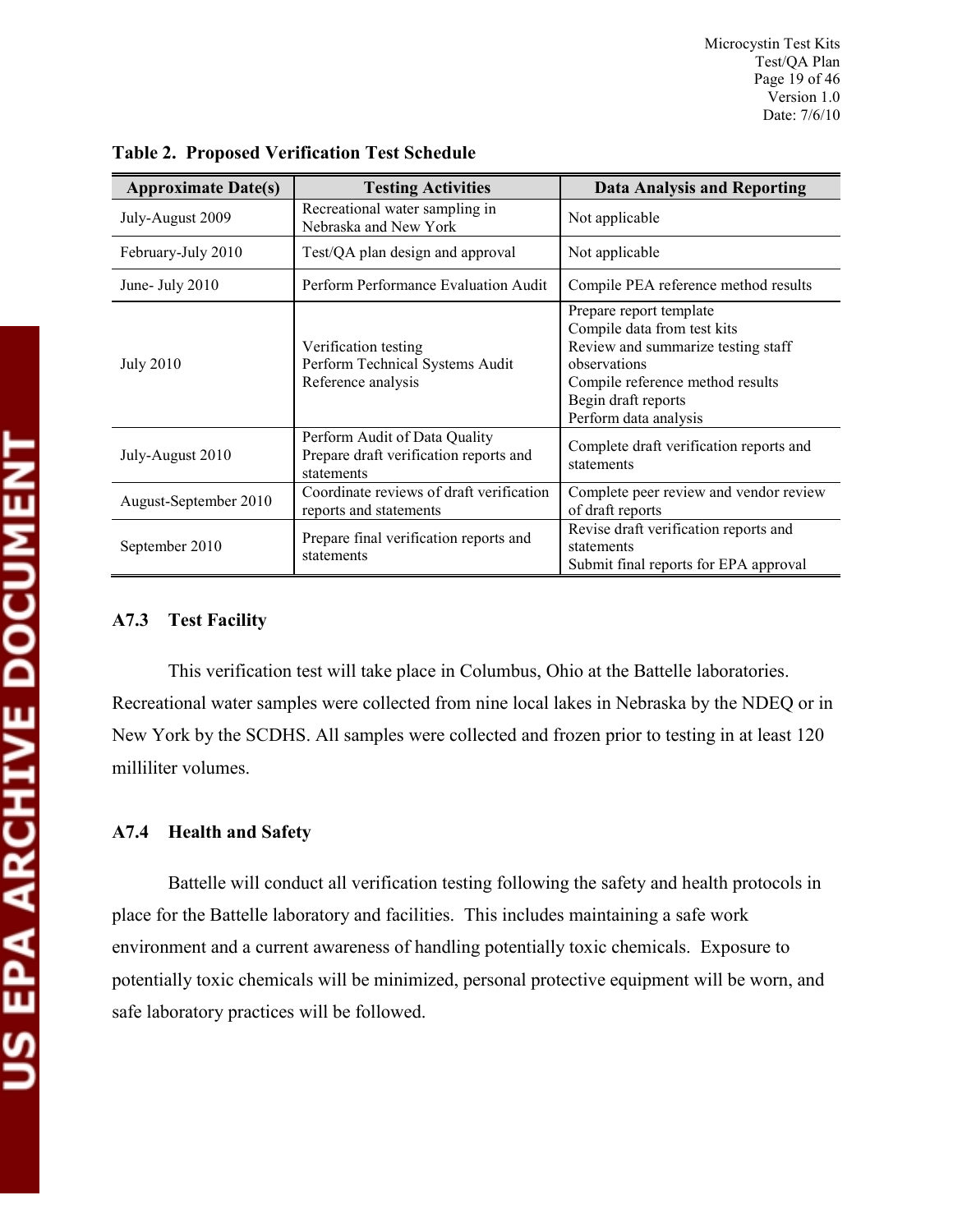**Table 2. Proposed Verification Test Schedule**

| Approximate Date(s) | Testing Activities | Data Analysis and Reporting |
|---|---|---|
| July-August 2009 | Recreational water sampling in Nebraska and New York | Not applicable |
| February-July 2010 | Test/QA plan design and approval | Not applicable |
| June- July 2010 | Perform Performance Evaluation Audit | Compile PEA reference method results |
| July 2010 | Verification testing<br>Perform Technical Systems Audit<br>Reference analysis | Prepare report template<br>Compile data from test kits<br>Review and summarize testing staff observations<br>Compile reference method results<br>Begin draft reports<br>Perform data analysis |
| July-August 2010 | Perform Audit of Data Quality<br>Prepare draft verification reports and statements | Complete draft verification reports and statements |
| August-September 2010 | Coordinate reviews of draft verification reports and statements | Complete peer review and vendor review of draft reports |
| September 2010 | Prepare final verification reports and statements | Revise draft verification reports and statements<br>Submit final reports for EPA approval |

### A7.3 Test Facility

This verification test will take place in Columbus, Ohio at the Battelle laboratories. Recreational water samples were collected from nine local lakes in Nebraska by the NDEQ or in New York by the SCDHS. All samples were collected and frozen prior to testing in at least 120 milliliter volumes.

### A7.4 Health and Safety

Battelle will conduct all verification testing following the safety and health protocols in place for the Battelle laboratory and facilities. This includes maintaining a safe work environment and a current awareness of handling potentially toxic chemicals. Exposure to potentially toxic chemicals will be minimized, personal protective equipment will be worn, and safe laboratory practices will be followed.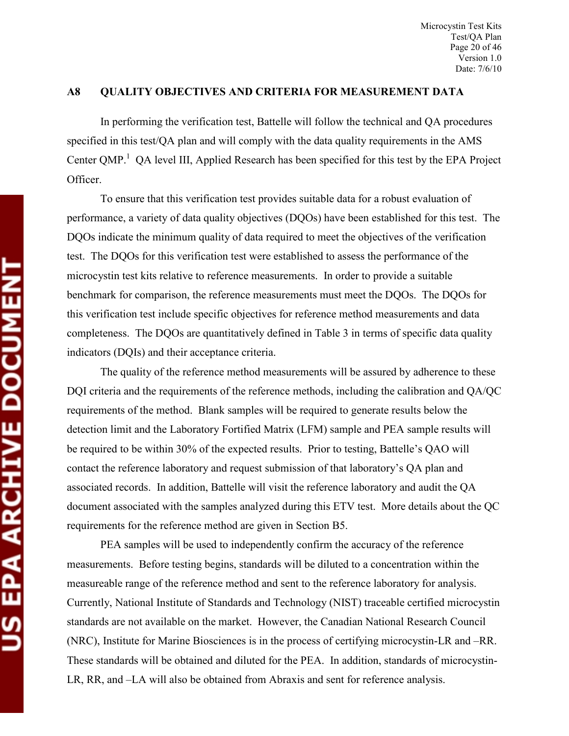## A8 QUALITY OBJECTIVES AND CRITERIA FOR MEASUREMENT DATA

In performing the verification test, Battelle will follow the technical and QA procedures specified in this test/QA plan and will comply with the data quality requirements in the AMS Center QMP.[1] QA level III, Applied Research has been specified for this test by the EPA Project Officer.

To ensure that this verification test provides suitable data for a robust evaluation of performance, a variety of data quality objectives (DQOs) have been established for this test. The DQOs indicate the minimum quality of data required to meet the objectives of the verification test. The DQOs for this verification test were established to assess the performance of the microcystin test kits relative to reference measurements. In order to provide a suitable benchmark for comparison, the reference measurements must meet the DQOs. The DQOs for this verification test include specific objectives for reference method measurements and data completeness. The DQOs are quantitatively defined in Table 3 in terms of specific data quality indicators (DQIs) and their acceptance criteria.

The quality of the reference method measurements will be assured by adherence to these DQI criteria and the requirements of the reference methods, including the calibration and QA/QC requirements of the method. Blank samples will be required to generate results below the detection limit and the Laboratory Fortified Matrix (LFM) sample and PEA sample results will be required to be within 30% of the expected results. Prior to testing, Battelle's QAO will contact the reference laboratory and request submission of that laboratory's QA plan and associated records. In addition, Battelle will visit the reference laboratory and audit the QA document associated with the samples analyzed during this ETV test. More details about the QC requirements for the reference method are given in Section B5.

PEA samples will be used to independently confirm the accuracy of the reference measurements. Before testing begins, standards will be diluted to a concentration within the measureable range of the reference method and sent to the reference laboratory for analysis. Currently, National Institute of Standards and Technology (NIST) traceable certified microcystin standards are not available on the market. However, the Canadian National Research Council (NRC), Institute for Marine Biosciences is in the process of certifying microcystin-LR and –RR. These standards will be obtained and diluted for the PEA. In addition, standards of microcystin-LR, RR, and –LA will also be obtained from Abraxis and sent for reference analysis.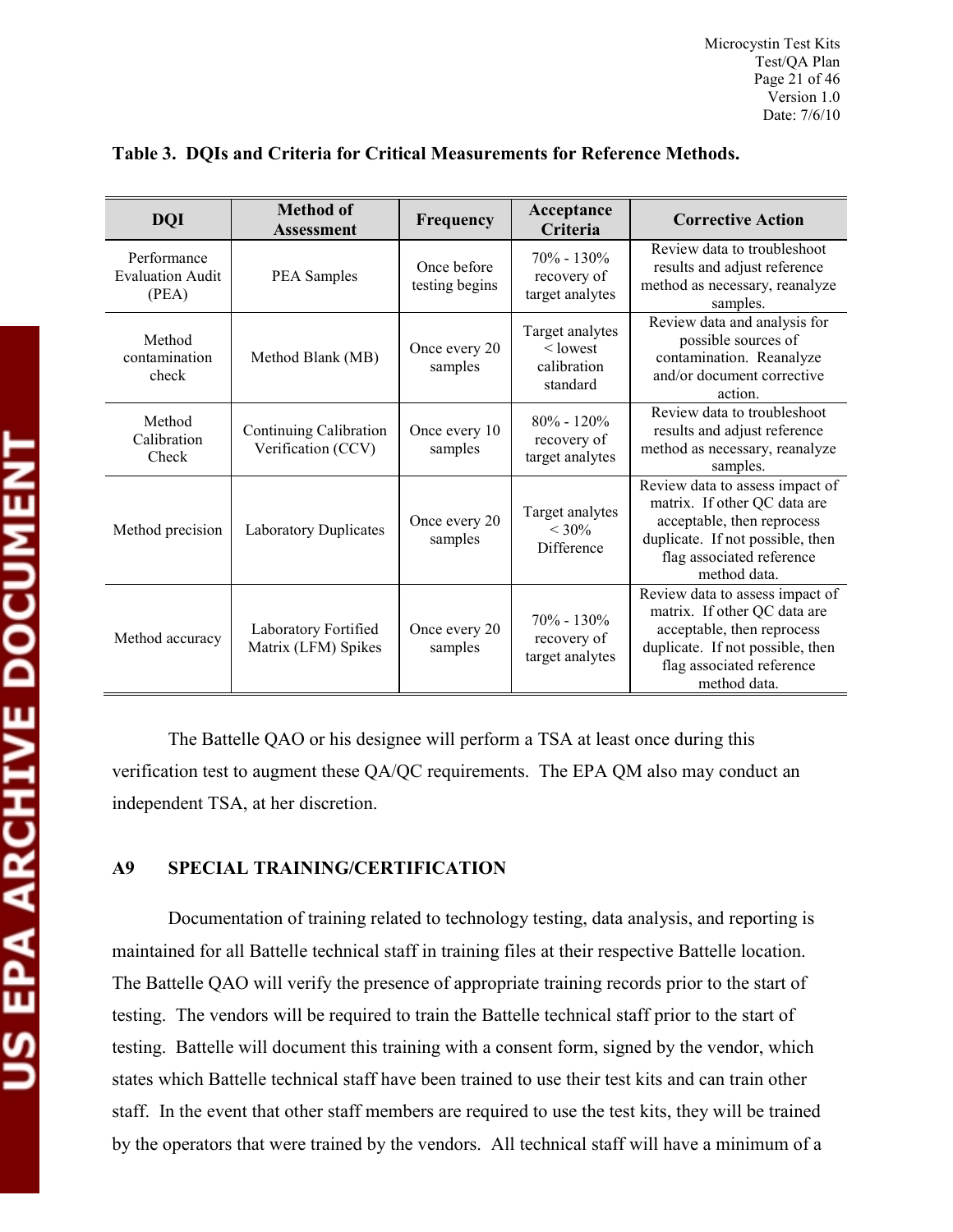**Table 3. DQIs and Criteria for Critical Measurements for Reference Methods.**

| DQI | Method of Assessment | Frequency | Acceptance Criteria | Corrective Action |
|---|---|---|---|---|
| Performance Evaluation Audit (PEA) | PEA Samples | Once before testing begins | 70% - 130% recovery of target analytes | Review data to troubleshoot results and adjust reference method as necessary, reanalyze samples. |
| Method contamination check | Method Blank (MB) | Once every 20 samples | Target analytes < lowest calibration standard | Review data and analysis for possible sources of contamination. Reanalyze and/or document corrective action. |
| Method Calibration Check | Continuing Calibration Verification (CCV) | Once every 10 samples | 80% - 120% recovery of target analytes | Review data to troubleshoot results and adjust reference method as necessary, reanalyze samples. |
| Method precision | Laboratory Duplicates | Once every 20 samples | Target analytes < 30% Difference | Review data to assess impact of matrix. If other QC data are acceptable, then reprocess duplicate. If not possible, then flag associated reference method data. |
| Method accuracy | Laboratory Fortified Matrix (LFM) Spikes | Once every 20 samples | 70% - 130% recovery of target analytes | Review data to assess impact of matrix. If other QC data are acceptable, then reprocess duplicate. If not possible, then flag associated reference method data. |

The Battelle QAO or his designee will perform a TSA at least once during this verification test to augment these QA/QC requirements. The EPA QM also may conduct an independent TSA, at her discretion.

## A9 SPECIAL TRAINING/CERTIFICATION

Documentation of training related to technology testing, data analysis, and reporting is maintained for all Battelle technical staff in training files at their respective Battelle location. The Battelle QAO will verify the presence of appropriate training records prior to the start of testing. The vendors will be required to train the Battelle technical staff prior to the start of testing. Battelle will document this training with a consent form, signed by the vendor, which states which Battelle technical staff have been trained to use their test kits and can train other staff. In the event that other staff members are required to use the test kits, they will be trained by the operators that were trained by the vendors. All technical staff will have a minimum of a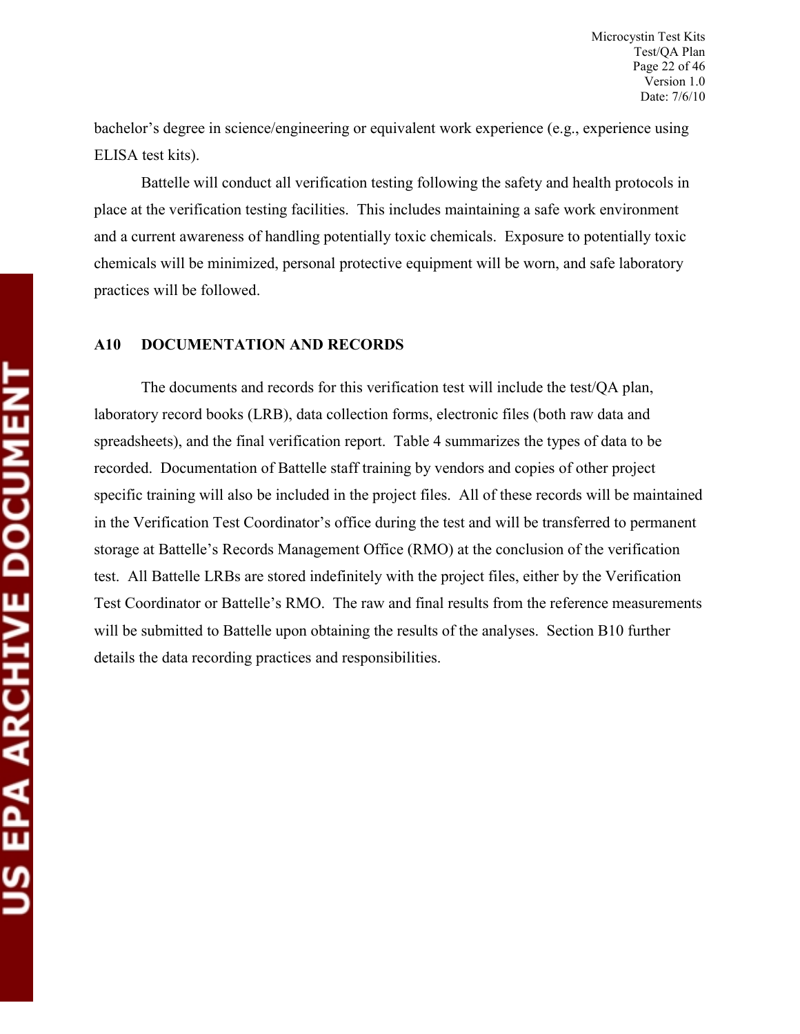bachelor's degree in science/engineering or equivalent work experience (e.g., experience using ELISA test kits).

Battelle will conduct all verification testing following the safety and health protocols in place at the verification testing facilities. This includes maintaining a safe work environment and a current awareness of handling potentially toxic chemicals. Exposure to potentially toxic chemicals will be minimized, personal protective equipment will be worn, and safe laboratory practices will be followed.

## A10 DOCUMENTATION AND RECORDS

The documents and records for this verification test will include the test/QA plan, laboratory record books (LRB), data collection forms, electronic files (both raw data and spreadsheets), and the final verification report. Table 4 summarizes the types of data to be recorded. Documentation of Battelle staff training by vendors and copies of other project specific training will also be included in the project files. All of these records will be maintained in the Verification Test Coordinator's office during the test and will be transferred to permanent storage at Battelle's Records Management Office (RMO) at the conclusion of the verification test. All Battelle LRBs are stored indefinitely with the project files, either by the Verification Test Coordinator or Battelle's RMO. The raw and final results from the reference measurements will be submitted to Battelle upon obtaining the results of the analyses. Section B10 further details the data recording practices and responsibilities.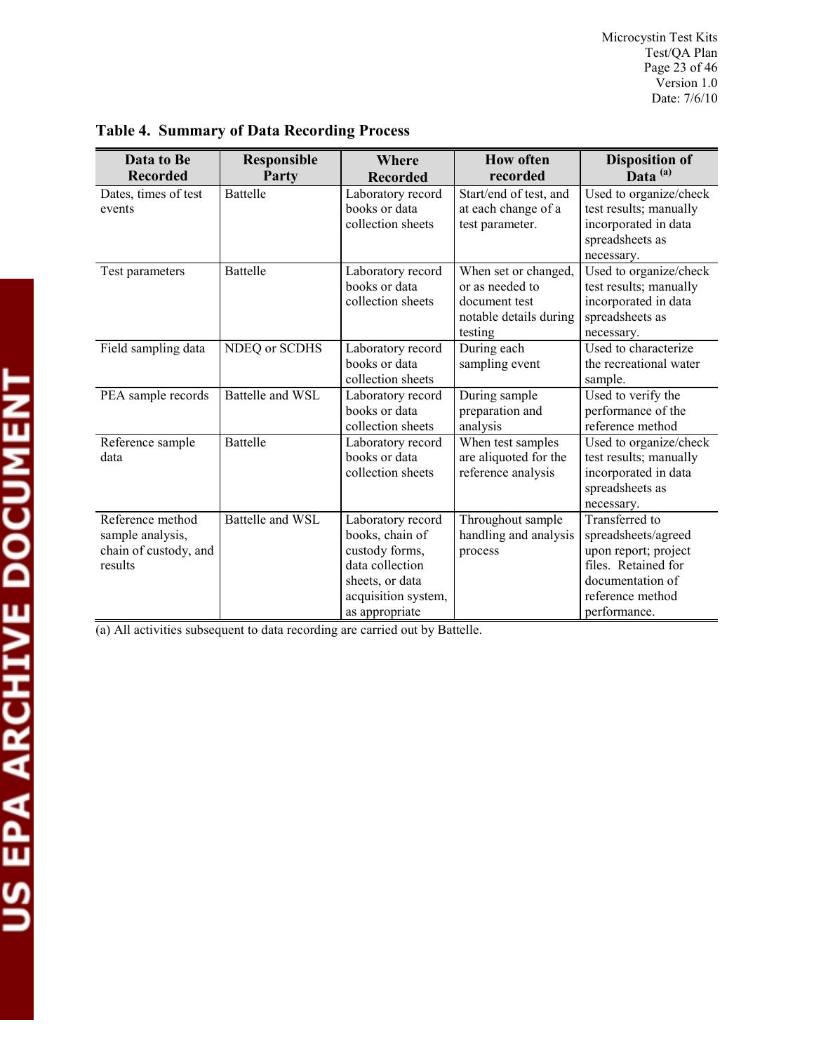**Table 4. Summary of Data Recording Process**

| Data to Be Recorded | Responsible Party | Where Recorded | How often recorded | Disposition of Data [(a)] |
|---|---|---|---|---|
| Dates, times of test events | Battelle | Laboratory record books or data collection sheets | Start/end of test, and at each change of a test parameter. | Used to organize/check test results; manually incorporated in data spreadsheets as necessary. |
| Test parameters | Battelle | Laboratory record books or data collection sheets | When set or changed, or as needed to document test notable details during testing | Used to organize/check test results; manually incorporated in data spreadsheets as necessary. |
| Field sampling data | NDEQ or SCDHS | Laboratory record books or data collection sheets | During each sampling event | Used to characterize the recreational water sample. |
| PEA sample records | Battelle and WSL | Laboratory record books or data collection sheets | During sample preparation and analysis | Used to verify the performance of the reference method |
| Reference sample data | Battelle | Laboratory record books or data collection sheets | When test samples are aliquoted for the reference analysis | Used to organize/check test results; manually incorporated in data spreadsheets as necessary. |
| Reference method sample analysis, chain of custody, and results | Battelle and WSL | Laboratory record books, chain of custody forms, data collection sheets, or data acquisition system, as appropriate | Throughout sample handling and analysis process | Transferred to spreadsheets/agreed upon report; project files. Retained for documentation of reference method performance. |

(a) All activities subsequent to data recording are carried out by Battelle.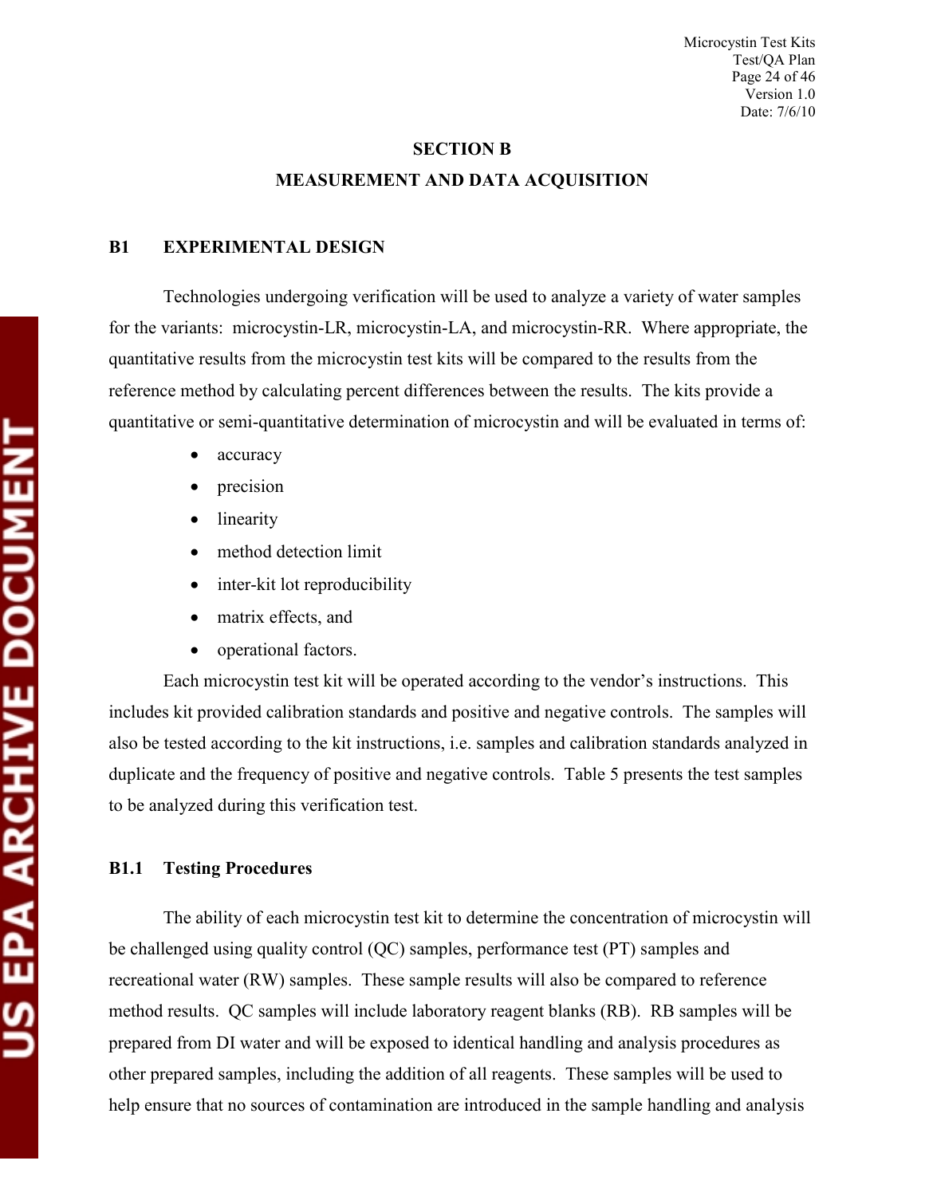## SECTION B

## MEASUREMENT AND DATA ACQUISITION

### B1 EXPERIMENTAL DESIGN

Technologies undergoing verification will be used to analyze a variety of water samples for the variants: microcystin-LR, microcystin-LA, and microcystin-RR. Where appropriate, the quantitative results from the microcystin test kits will be compared to the results from the reference method by calculating percent differences between the results. The kits provide a quantitative or semi-quantitative determination of microcystin and will be evaluated in terms of:

- accuracy
- precision
- linearity
- method detection limit
- inter-kit lot reproducibility
- matrix effects, and
- operational factors.

Each microcystin test kit will be operated according to the vendor's instructions. This includes kit provided calibration standards and positive and negative controls. The samples will also be tested according to the kit instructions, i.e. samples and calibration standards analyzed in duplicate and the frequency of positive and negative controls. Table 5 presents the test samples to be analyzed during this verification test.

### B1.1 Testing Procedures

The ability of each microcystin test kit to determine the concentration of microcystin will be challenged using quality control (QC) samples, performance test (PT) samples and recreational water (RW) samples. These sample results will also be compared to reference method results. QC samples will include laboratory reagent blanks (RB). RB samples will be prepared from DI water and will be exposed to identical handling and analysis procedures as other prepared samples, including the addition of all reagents. These samples will be used to help ensure that no sources of contamination are introduced in the sample handling and analysis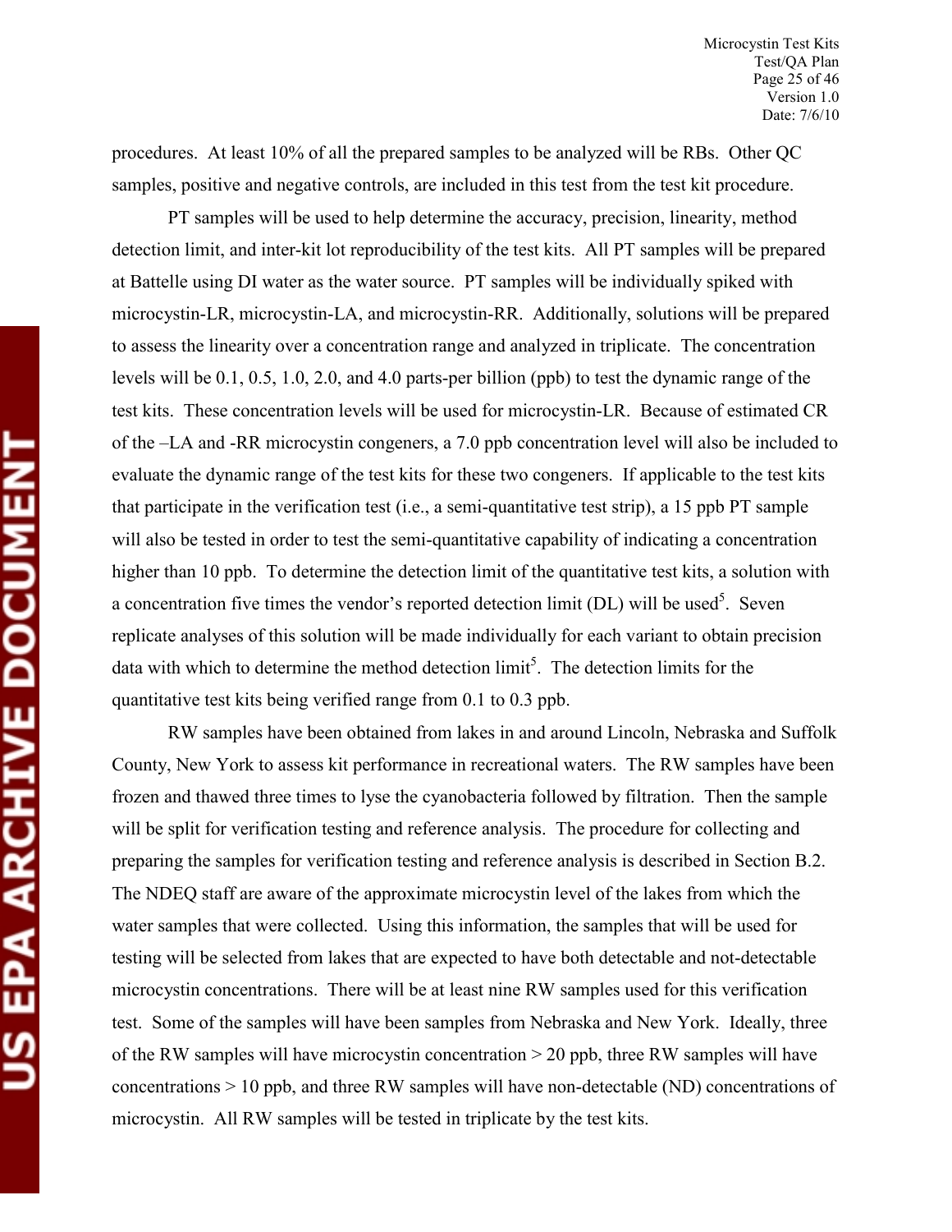procedures. At least 10% of all the prepared samples to be analyzed will be RBs. Other QC samples, positive and negative controls, are included in this test from the test kit procedure.

PT samples will be used to help determine the accuracy, precision, linearity, method detection limit, and inter-kit lot reproducibility of the test kits. All PT samples will be prepared at Battelle using DI water as the water source. PT samples will be individually spiked with microcystin-LR, microcystin-LA, and microcystin-RR. Additionally, solutions will be prepared to assess the linearity over a concentration range and analyzed in triplicate. The concentration levels will be 0.1, 0.5, 1.0, 2.0, and 4.0 parts-per billion (ppb) to test the dynamic range of the test kits. These concentration levels will be used for microcystin-LR. Because of estimated CR of the –LA and -RR microcystin congeners, a 7.0 ppb concentration level will also be included to evaluate the dynamic range of the test kits for these two congeners. If applicable to the test kits that participate in the verification test (i.e., a semi-quantitative test strip), a 15 ppb PT sample will also be tested in order to test the semi-quantitative capability of indicating a concentration higher than 10 ppb. To determine the detection limit of the quantitative test kits, a solution with a concentration five times the vendor's reported detection limit (DL) will be used[5]. Seven replicate analyses of this solution will be made individually for each variant to obtain precision data with which to determine the method detection limit[5]. The detection limits for the quantitative test kits being verified range from 0.1 to 0.3 ppb.

RW samples have been obtained from lakes in and around Lincoln, Nebraska and Suffolk County, New York to assess kit performance in recreational waters. The RW samples have been frozen and thawed three times to lyse the cyanobacteria followed by filtration. Then the sample will be split for verification testing and reference analysis. The procedure for collecting and preparing the samples for verification testing and reference analysis is described in Section B.2. The NDEQ staff are aware of the approximate microcystin level of the lakes from which the water samples that were collected. Using this information, the samples that will be used for testing will be selected from lakes that are expected to have both detectable and not-detectable microcystin concentrations. There will be at least nine RW samples used for this verification test. Some of the samples will have been samples from Nebraska and New York. Ideally, three of the RW samples will have microcystin concentration > 20 ppb, three RW samples will have concentrations > 10 ppb, and three RW samples will have non-detectable (ND) concentrations of microcystin. All RW samples will be tested in triplicate by the test kits.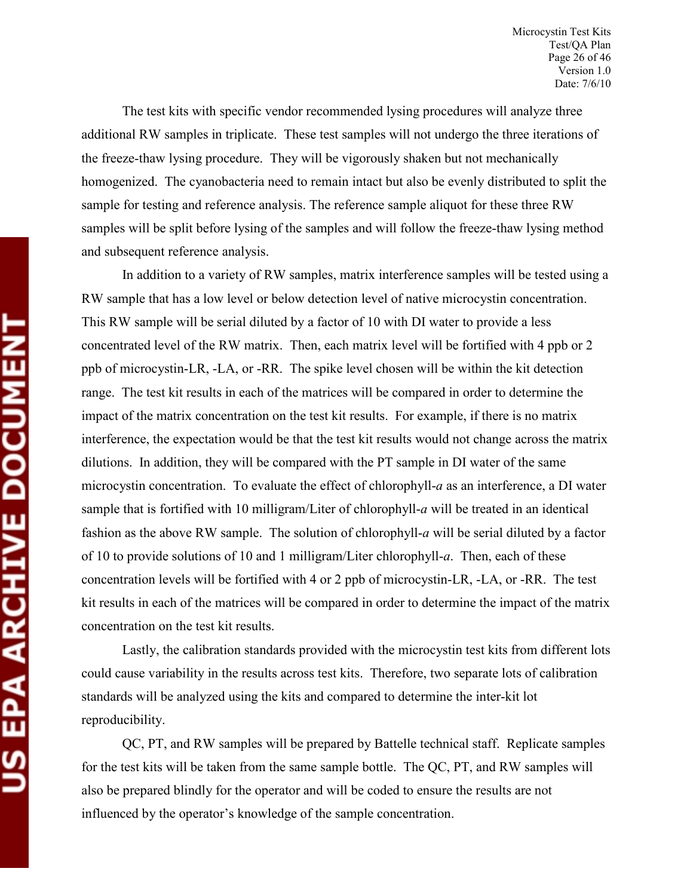The test kits with specific vendor recommended lysing procedures will analyze three additional RW samples in triplicate. These test samples will not undergo the three iterations of the freeze-thaw lysing procedure. They will be vigorously shaken but not mechanically homogenized. The cyanobacteria need to remain intact but also be evenly distributed to split the sample for testing and reference analysis. The reference sample aliquot for these three RW samples will be split before lysing of the samples and will follow the freeze-thaw lysing method and subsequent reference analysis.

In addition to a variety of RW samples, matrix interference samples will be tested using a RW sample that has a low level or below detection level of native microcystin concentration. This RW sample will be serial diluted by a factor of 10 with DI water to provide a less concentrated level of the RW matrix. Then, each matrix level will be fortified with 4 ppb or 2 ppb of microcystin-LR, -LA, or -RR. The spike level chosen will be within the kit detection range. The test kit results in each of the matrices will be compared in order to determine the impact of the matrix concentration on the test kit results. For example, if there is no matrix interference, the expectation would be that the test kit results would not change across the matrix dilutions. In addition, they will be compared with the PT sample in DI water of the same microcystin concentration. To evaluate the effect of chlorophyll-*a* as an interference, a DI water sample that is fortified with 10 milligram/Liter of chlorophyll-*a* will be treated in an identical fashion as the above RW sample. The solution of chlorophyll-*a* will be serial diluted by a factor of 10 to provide solutions of 10 and 1 milligram/Liter chlorophyll-*a*. Then, each of these concentration levels will be fortified with 4 or 2 ppb of microcystin-LR, -LA, or -RR. The test kit results in each of the matrices will be compared in order to determine the impact of the matrix concentration on the test kit results.

Lastly, the calibration standards provided with the microcystin test kits from different lots could cause variability in the results across test kits. Therefore, two separate lots of calibration standards will be analyzed using the kits and compared to determine the inter-kit lot reproducibility.

QC, PT, and RW samples will be prepared by Battelle technical staff. Replicate samples for the test kits will be taken from the same sample bottle. The QC, PT, and RW samples will also be prepared blindly for the operator and will be coded to ensure the results are not influenced by the operator's knowledge of the sample concentration.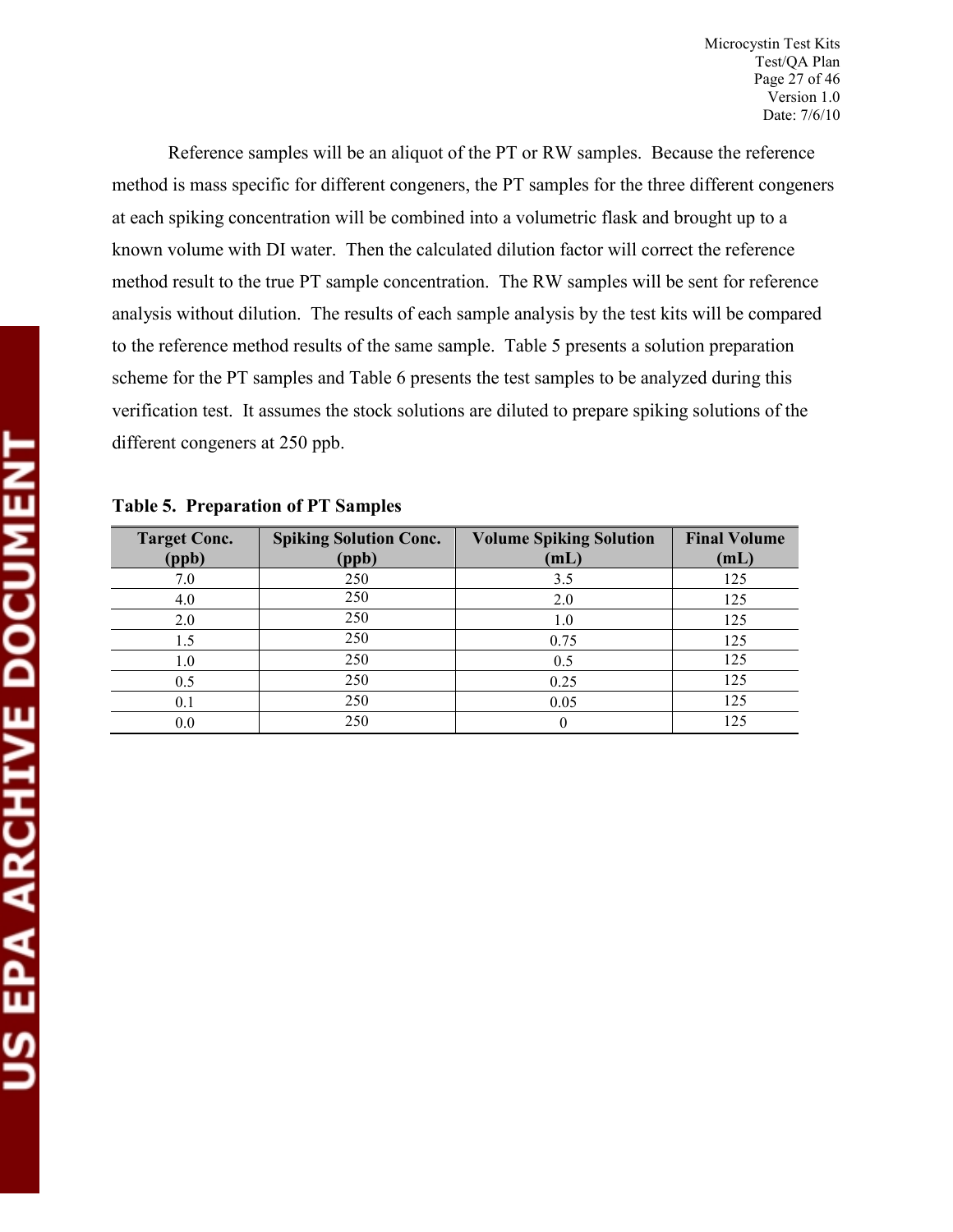Reference samples will be an aliquot of the PT or RW samples. Because the reference method is mass specific for different congeners, the PT samples for the three different congeners at each spiking concentration will be combined into a volumetric flask and brought up to a known volume with DI water. Then the calculated dilution factor will correct the reference method result to the true PT sample concentration. The RW samples will be sent for reference analysis without dilution. The results of each sample analysis by the test kits will be compared to the reference method results of the same sample. Table 5 presents a solution preparation scheme for the PT samples and Table 6 presents the test samples to be analyzed during this verification test. It assumes the stock solutions are diluted to prepare spiking solutions of the different congeners at 250 ppb.

**Table 5. Preparation of PT Samples**

| Target Conc. (ppb) | Spiking Solution Conc. (ppb) | Volume Spiking Solution (mL) | Final Volume (mL) |
|---|---|---|---|
| 7.0 | 250 | 3.5 | 125 |
| 4.0 | 250 | 2.0 | 125 |
| 2.0 | 250 | 1.0 | 125 |
| 1.5 | 250 | 0.75 | 125 |
| 1.0 | 250 | 0.5 | 125 |
| 0.5 | 250 | 0.25 | 125 |
| 0.1 | 250 | 0.05 | 125 |
| 0.0 | 250 | 0 | 125 |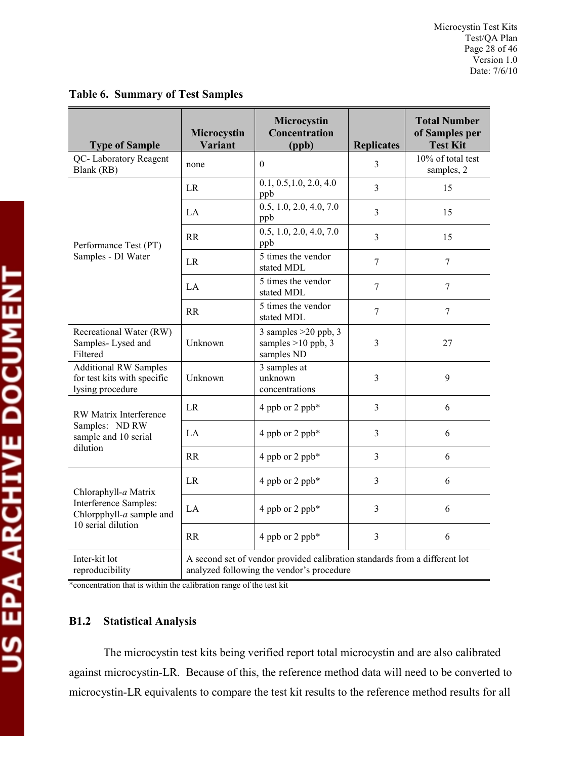**Table 6. Summary of Test Samples**

| Type of Sample | Microcystin Variant | Microcystin Concentration (ppb) | Replicates | Total Number of Samples per Test Kit |
|---|---|---|---|---|
| QC- Laboratory Reagent Blank (RB) | none | 0 | 3 | 10% of total test samples, 2 |
| Performance Test (PT) Samples - DI Water | LR | 0.1, 0.5,1.0, 2.0, 4.0 ppb | 3 | 15 |
| | LA | 0.5, 1.0, 2.0, 4.0, 7.0 ppb | 3 | 15 |
| | RR | 0.5, 1.0, 2.0, 4.0, 7.0 ppb | 3 | 15 |
| | LR | 5 times the vendor stated MDL | 7 | 7 |
| | LA | 5 times the vendor stated MDL | 7 | 7 |
| | RR | 5 times the vendor stated MDL | 7 | 7 |
| Recreational Water (RW) Samples- Lysed and Filtered | Unknown | 3 samples >20 ppb, 3 samples >10 ppb, 3 samples ND | 3 | 27 |
| Additional RW Samples for test kits with specific lysing procedure | Unknown | 3 samples at unknown concentrations | 3 | 9 |
| RW Matrix Interference Samples: ND RW sample and 10 serial dilution | LR | 4 ppb or 2 ppb* | 3 | 6 |
| | LA | 4 ppb or 2 ppb* | 3 | 6 |
| | RR | 4 ppb or 2 ppb* | 3 | 6 |
| Chloraphyll-*a* Matrix Interference Samples: Chlorpphyll-*a* sample and 10 serial dilution | LR | 4 ppb or 2 ppb* | 3 | 6 |
| | LA | 4 ppb or 2 ppb* | 3 | 6 |
| | RR | 4 ppb or 2 ppb* | 3 | 6 |
| Inter-kit lot reproducibility | A second set of vendor provided calibration standards from a different lot analyzed following the vendor's procedure | | | |

*concentration that is within the calibration range of the test kit

### B1.2 Statistical Analysis

The microcystin test kits being verified report total microcystin and are also calibrated against microcystin-LR. Because of this, the reference method data will need to be converted to microcystin-LR equivalents to compare the test kit results to the reference method results for all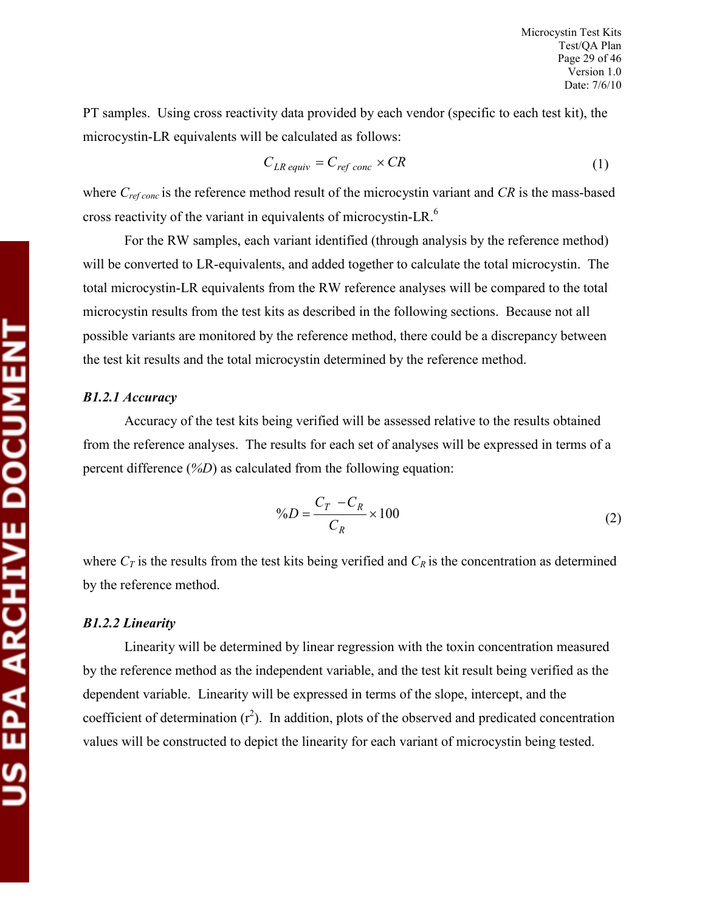PT samples. Using cross reactivity data provided by each vendor (specific to each test kit), the microcystin-LR equivalents will be calculated as follows:

$$C_{LR\ equiv} = C_{ref\ conc} \times CR \tag{1}$$

where $C_{ref\ conc}$ is the reference method result of the microcystin variant and $CR$ is the mass-based cross reactivity of the variant in equivalents of microcystin-LR.[6]

For the RW samples, each variant identified (through analysis by the reference method) will be converted to LR-equivalents, and added together to calculate the total microcystin. The total microcystin-LR equivalents from the RW reference analyses will be compared to the total microcystin results from the test kits as described in the following sections. Because not all possible variants are monitored by the reference method, there could be a discrepancy between the test kit results and the total microcystin determined by the reference method.

### *B1.2.1 Accuracy*

Accuracy of the test kits being verified will be assessed relative to the results obtained from the reference analyses. The results for each set of analyses will be expressed in terms of a percent difference (*%D*) as calculated from the following equation:

$$\%D = \frac{C_T - C_R}{C_R} \times 100 \tag{2}$$

where $C_T$ is the results from the test kits being verified and $C_R$ is the concentration as determined by the reference method.

### *B1.2.2 Linearity*

Linearity will be determined by linear regression with the toxin concentration measured by the reference method as the independent variable, and the test kit result being verified as the dependent variable. Linearity will be expressed in terms of the slope, intercept, and the coefficient of determination ($r^2$). In addition, plots of the observed and predicated concentration values will be constructed to depict the linearity for each variant of microcystin being tested.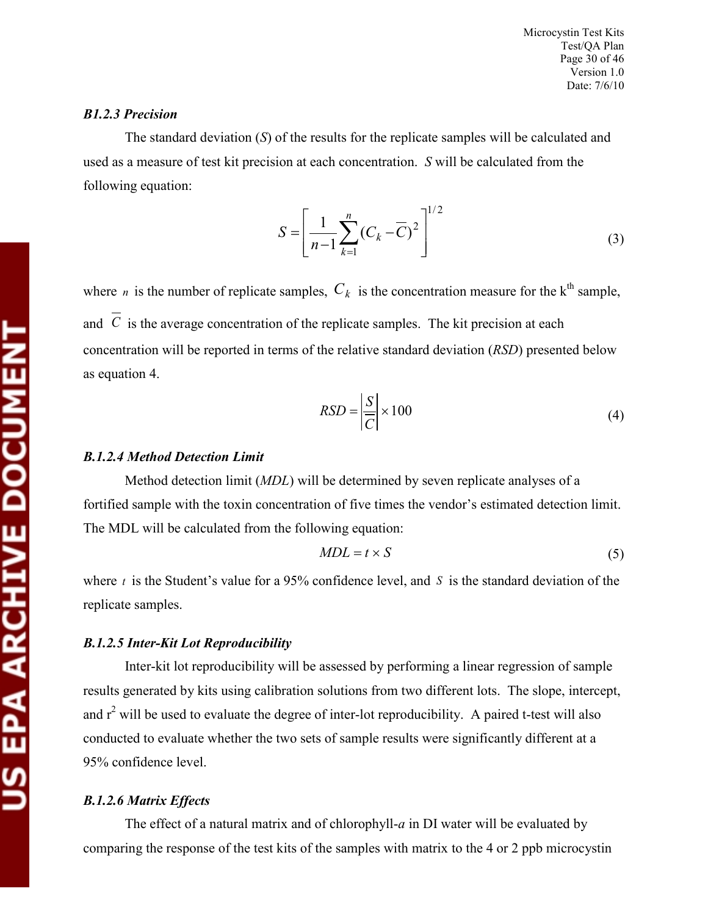#### *B1.2.3 Precision*

The standard deviation (*S*) of the results for the replicate samples will be calculated and used as a measure of test kit precision at each concentration. *S* will be calculated from the following equation:

$$S = \left[ \frac{1}{n-1} \sum_{k=1}^{n} (C_k - \overline{C})^2 \right]^{1/2} \tag{3}$$

where $n$ is the number of replicate samples, $C_k$ is the concentration measure for the k[th] sample, and $\overline{C}$ is the average concentration of the replicate samples. The kit precision at each concentration will be reported in terms of the relative standard deviation (*RSD*) presented below as equation 4.

$$RSD = \left| \frac{S}{\overline{C}} \right| \times 100 \tag{4}$$

#### *B.1.2.4 Method Detection Limit*

Method detection limit (*MDL*) will be determined by seven replicate analyses of a fortified sample with the toxin concentration of five times the vendor's estimated detection limit. The MDL will be calculated from the following equation:

$$MDL = t \times S \tag{5}$$

where $t$ is the Student's value for a 95% confidence level, and $S$ is the standard deviation of the replicate samples.

#### *B.1.2.5 Inter-Kit Lot Reproducibility*

Inter-kit lot reproducibility will be assessed by performing a linear regression of sample results generated by kits using calibration solutions from two different lots. The slope, intercept, and $r^2$ will be used to evaluate the degree of inter-lot reproducibility. A paired t-test will also conducted to evaluate whether the two sets of sample results were significantly different at a 95% confidence level.

#### *B.1.2.6 Matrix Effects*

The effect of a natural matrix and of chlorophyll-*a* in DI water will be evaluated by comparing the response of the test kits of the samples with matrix to the 4 or 2 ppb microcystin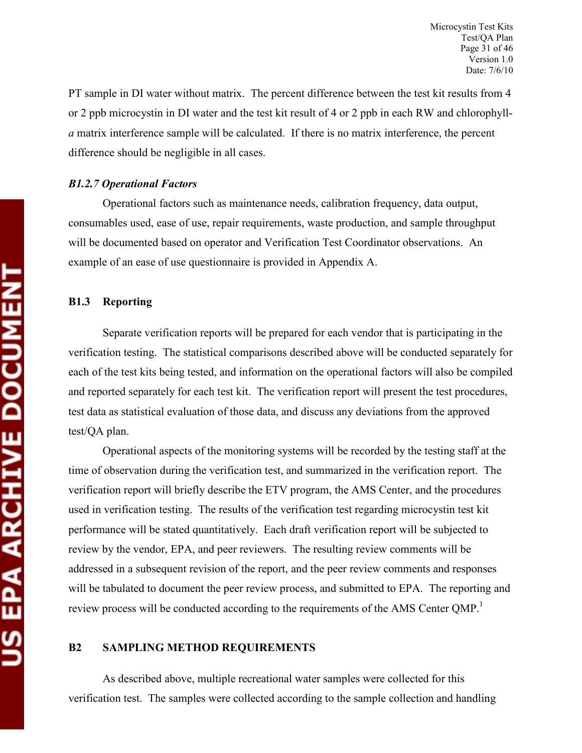PT sample in DI water without matrix. The percent difference between the test kit results from 4 or 2 ppb microcystin in DI water and the test kit result of 4 or 2 ppb in each RW and chlorophyll-*a* matrix interference sample will be calculated. If there is no matrix interference, the percent difference should be negligible in all cases.

#### *B1.2.7 Operational Factors*

Operational factors such as maintenance needs, calibration frequency, data output, consumables used, ease of use, repair requirements, waste production, and sample throughput will be documented based on operator and Verification Test Coordinator observations. An example of an ease of use questionnaire is provided in Appendix A.

### B1.3 Reporting

Separate verification reports will be prepared for each vendor that is participating in the verification testing. The statistical comparisons described above will be conducted separately for each of the test kits being tested, and information on the operational factors will also be compiled and reported separately for each test kit. The verification report will present the test procedures, test data as statistical evaluation of those data, and discuss any deviations from the approved test/QA plan.

Operational aspects of the monitoring systems will be recorded by the testing staff at the time of observation during the verification test, and summarized in the verification report. The verification report will briefly describe the ETV program, the AMS Center, and the procedures used in verification testing. The results of the verification test regarding microcystin test kit performance will be stated quantitatively. Each draft verification report will be subjected to review by the vendor, EPA, and peer reviewers. The resulting review comments will be addressed in a subsequent revision of the report, and the peer review comments and responses will be tabulated to document the peer review process, and submitted to EPA. The reporting and review process will be conducted according to the requirements of the AMS Center QMP.[1]

## B2 SAMPLING METHOD REQUIREMENTS

As described above, multiple recreational water samples were collected for this verification test. The samples were collected according to the sample collection and handling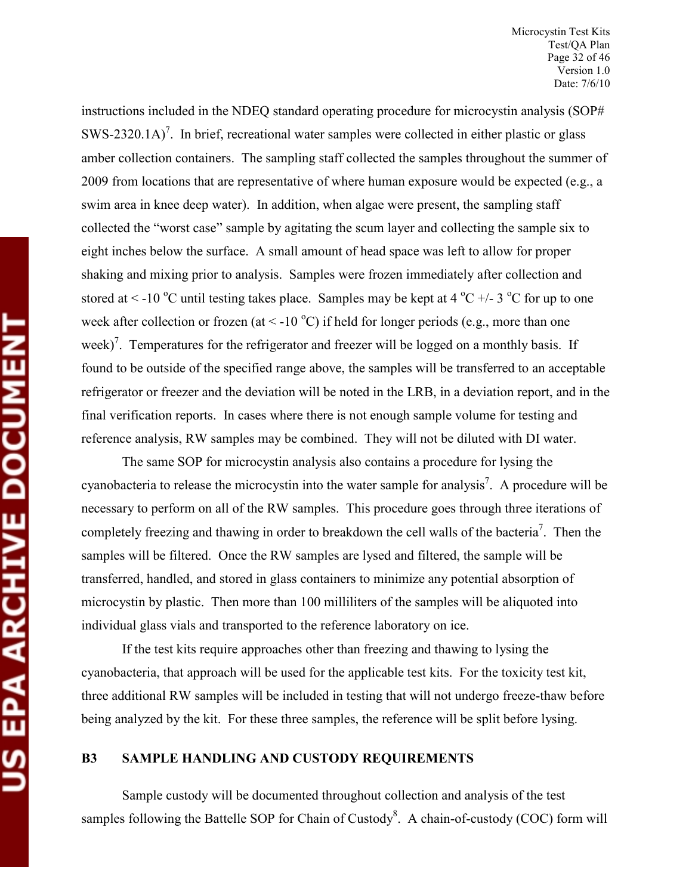instructions included in the NDEQ standard operating procedure for microcystin analysis (SOP# SWS-2320.1A)[7]. In brief, recreational water samples were collected in either plastic or glass amber collection containers. The sampling staff collected the samples throughout the summer of 2009 from locations that are representative of where human exposure would be expected (e.g., a swim area in knee deep water). In addition, when algae were present, the sampling staff collected the "worst case" sample by agitating the scum layer and collecting the sample six to eight inches below the surface. A small amount of head space was left to allow for proper shaking and mixing prior to analysis. Samples were frozen immediately after collection and stored at < -10 °C until testing takes place. Samples may be kept at 4 °C +/- 3 °C for up to one week after collection or frozen (at < -10 °C) if held for longer periods (e.g., more than one week)[7]. Temperatures for the refrigerator and freezer will be logged on a monthly basis. If found to be outside of the specified range above, the samples will be transferred to an acceptable refrigerator or freezer and the deviation will be noted in the LRB, in a deviation report, and in the final verification reports. In cases where there is not enough sample volume for testing and reference analysis, RW samples may be combined. They will not be diluted with DI water.

The same SOP for microcystin analysis also contains a procedure for lysing the cyanobacteria to release the microcystin into the water sample for analysis[7]. A procedure will be necessary to perform on all of the RW samples. This procedure goes through three iterations of completely freezing and thawing in order to breakdown the cell walls of the bacteria[7]. Then the samples will be filtered. Once the RW samples are lysed and filtered, the sample will be transferred, handled, and stored in glass containers to minimize any potential absorption of microcystin by plastic. Then more than 100 milliliters of the samples will be aliquoted into individual glass vials and transported to the reference laboratory on ice.

If the test kits require approaches other than freezing and thawing to lysing the cyanobacteria, that approach will be used for the applicable test kits. For the toxicity test kit, three additional RW samples will be included in testing that will not undergo freeze-thaw before being analyzed by the kit. For these three samples, the reference will be split before lysing.

## B3 SAMPLE HANDLING AND CUSTODY REQUIREMENTS

Sample custody will be documented throughout collection and analysis of the test samples following the Battelle SOP for Chain of Custody[8]. A chain-of-custody (COC) form will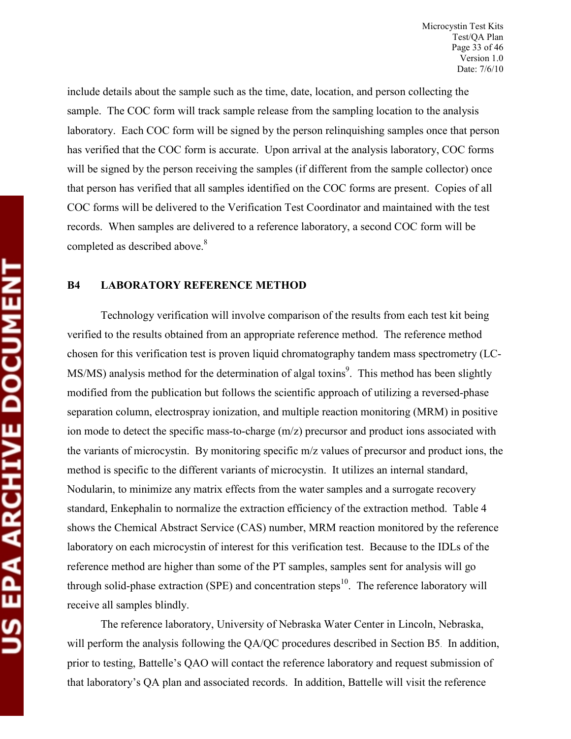include details about the sample such as the time, date, location, and person collecting the sample. The COC form will track sample release from the sampling location to the analysis laboratory. Each COC form will be signed by the person relinquishing samples once that person has verified that the COC form is accurate. Upon arrival at the analysis laboratory, COC forms will be signed by the person receiving the samples (if different from the sample collector) once that person has verified that all samples identified on the COC forms are present. Copies of all COC forms will be delivered to the Verification Test Coordinator and maintained with the test records. When samples are delivered to a reference laboratory, a second COC form will be completed as described above.[8]

## B4 LABORATORY REFERENCE METHOD

Technology verification will involve comparison of the results from each test kit being verified to the results obtained from an appropriate reference method. The reference method chosen for this verification test is proven liquid chromatography tandem mass spectrometry (LC-MS/MS) analysis method for the determination of algal toxins[9]. This method has been slightly modified from the publication but follows the scientific approach of utilizing a reversed-phase separation column, electrospray ionization, and multiple reaction monitoring (MRM) in positive ion mode to detect the specific mass-to-charge (m/z) precursor and product ions associated with the variants of microcystin. By monitoring specific m/z values of precursor and product ions, the method is specific to the different variants of microcystin. It utilizes an internal standard, Nodularin, to minimize any matrix effects from the water samples and a surrogate recovery standard, Enkephalin to normalize the extraction efficiency of the extraction method. Table 4 shows the Chemical Abstract Service (CAS) number, MRM reaction monitored by the reference laboratory on each microcystin of interest for this verification test. Because to the IDLs of the reference method are higher than some of the PT samples, samples sent for analysis will go through solid-phase extraction (SPE) and concentration steps[10]. The reference laboratory will receive all samples blindly.

The reference laboratory, University of Nebraska Water Center in Lincoln, Nebraska, will perform the analysis following the QA/QC procedures described in Section B5. In addition, prior to testing, Battelle's QAO will contact the reference laboratory and request submission of that laboratory's QA plan and associated records. In addition, Battelle will visit the reference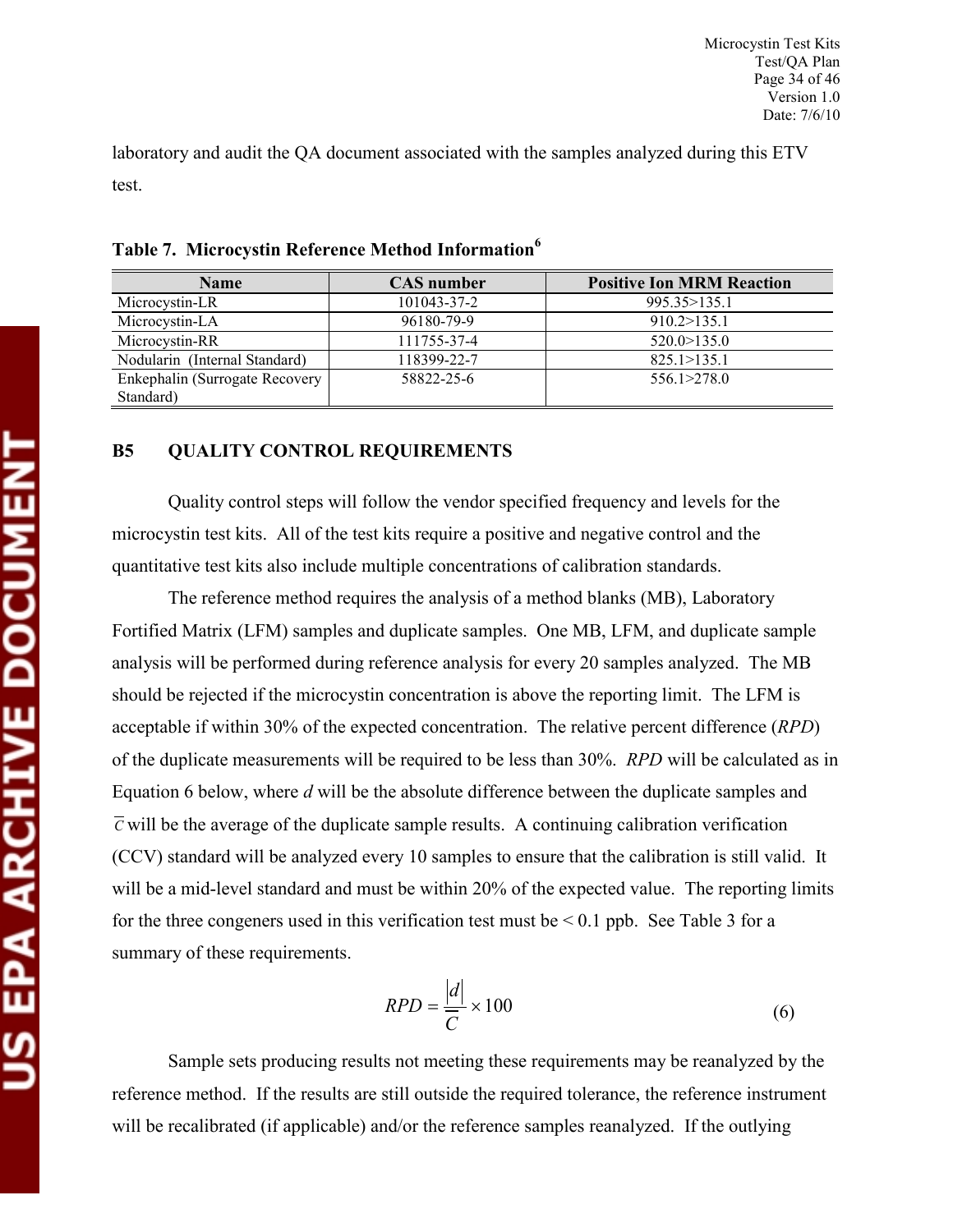laboratory and audit the QA document associated with the samples analyzed during this ETV test.

**Table 7. Microcystin Reference Method Information[6]**

| Name | CAS number | Positive Ion MRM Reaction |
|---|---|---|
| Microcystin-LR | 101043-37-2 | 995.35>135.1 |
| Microcystin-LA | 96180-79-9 | 910.2>135.1 |
| Microcystin-RR | 111755-37-4 | 520.0>135.0 |
| Nodularin (Internal Standard) | 118399-22-7 | 825.1>135.1 |
| Enkephalin (Surrogate Recovery Standard) | 58822-25-6 | 556.1>278.0 |

## B5 QUALITY CONTROL REQUIREMENTS

Quality control steps will follow the vendor specified frequency and levels for the microcystin test kits. All of the test kits require a positive and negative control and the quantitative test kits also include multiple concentrations of calibration standards.

The reference method requires the analysis of a method blanks (MB), Laboratory Fortified Matrix (LFM) samples and duplicate samples. One MB, LFM, and duplicate sample analysis will be performed during reference analysis for every 20 samples analyzed. The MB should be rejected if the microcystin concentration is above the reporting limit. The LFM is acceptable if within 30% of the expected concentration. The relative percent difference (*RPD*) of the duplicate measurements will be required to be less than 30%. *RPD* will be calculated as in Equation 6 below, where *d* will be the absolute difference between the duplicate samples and $\overline{C}$ will be the average of the duplicate sample results. A continuing calibration verification (CCV) standard will be analyzed every 10 samples to ensure that the calibration is still valid. It will be a mid-level standard and must be within 20% of the expected value. The reporting limits for the three congeners used in this verification test must be < 0.1 ppb. See Table 3 for a summary of these requirements.

$$RPD = \frac{|d|}{\overline{C}} \times 100 \tag{6}$$

Sample sets producing results not meeting these requirements may be reanalyzed by the reference method. If the results are still outside the required tolerance, the reference instrument will be recalibrated (if applicable) and/or the reference samples reanalyzed. If the outlying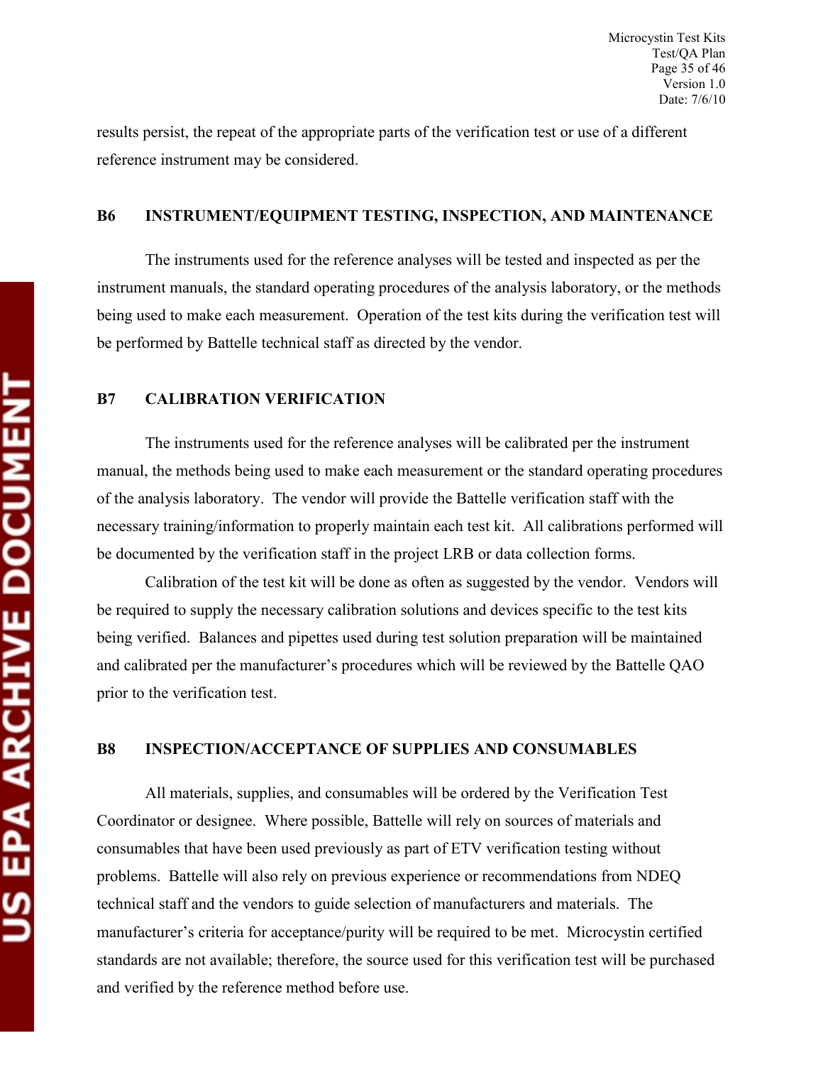results persist, the repeat of the appropriate parts of the verification test or use of a different reference instrument may be considered.

## B6 INSTRUMENT/EQUIPMENT TESTING, INSPECTION, AND MAINTENANCE

The instruments used for the reference analyses will be tested and inspected as per the instrument manuals, the standard operating procedures of the analysis laboratory, or the methods being used to make each measurement. Operation of the test kits during the verification test will be performed by Battelle technical staff as directed by the vendor.

## B7 CALIBRATION VERIFICATION

The instruments used for the reference analyses will be calibrated per the instrument manual, the methods being used to make each measurement or the standard operating procedures of the analysis laboratory. The vendor will provide the Battelle verification staff with the necessary training/information to properly maintain each test kit. All calibrations performed will be documented by the verification staff in the project LRB or data collection forms.

Calibration of the test kit will be done as often as suggested by the vendor. Vendors will be required to supply the necessary calibration solutions and devices specific to the test kits being verified. Balances and pipettes used during test solution preparation will be maintained and calibrated per the manufacturer's procedures which will be reviewed by the Battelle QAO prior to the verification test.

## B8 INSPECTION/ACCEPTANCE OF SUPPLIES AND CONSUMABLES

All materials, supplies, and consumables will be ordered by the Verification Test Coordinator or designee. Where possible, Battelle will rely on sources of materials and consumables that have been used previously as part of ETV verification testing without problems. Battelle will also rely on previous experience or recommendations from NDEQ technical staff and the vendors to guide selection of manufacturers and materials. The manufacturer's criteria for acceptance/purity will be required to be met. Microcystin certified standards are not available; therefore, the source used for this verification test will be purchased and verified by the reference method before use.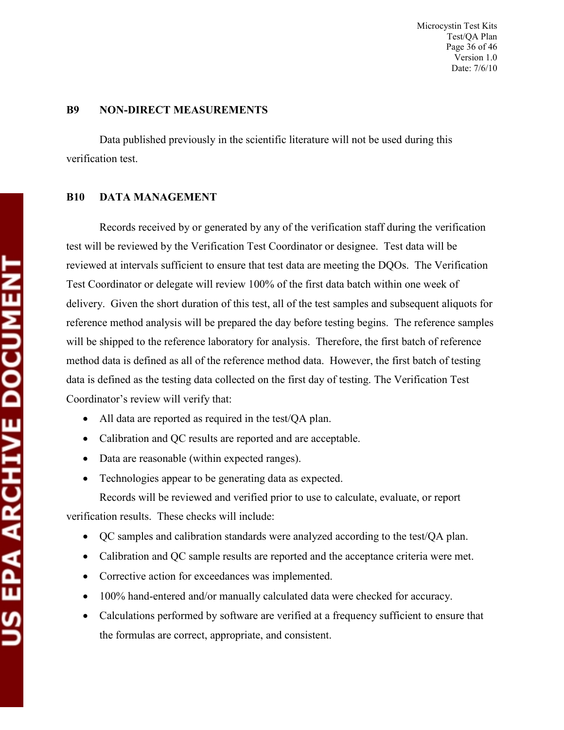## B9 NON-DIRECT MEASUREMENTS

Data published previously in the scientific literature will not be used during this verification test.

## B10 DATA MANAGEMENT

Records received by or generated by any of the verification staff during the verification test will be reviewed by the Verification Test Coordinator or designee. Test data will be reviewed at intervals sufficient to ensure that test data are meeting the DQOs. The Verification Test Coordinator or delegate will review 100% of the first data batch within one week of delivery. Given the short duration of this test, all of the test samples and subsequent aliquots for reference method analysis will be prepared the day before testing begins. The reference samples will be shipped to the reference laboratory for analysis. Therefore, the first batch of reference method data is defined as all of the reference method data. However, the first batch of testing data is defined as the testing data collected on the first day of testing. The Verification Test Coordinator's review will verify that:

- All data are reported as required in the test/QA plan.
- Calibration and QC results are reported and are acceptable.
- Data are reasonable (within expected ranges).
- Technologies appear to be generating data as expected.

Records will be reviewed and verified prior to use to calculate, evaluate, or report verification results. These checks will include:

- QC samples and calibration standards were analyzed according to the test/QA plan.
- Calibration and QC sample results are reported and the acceptance criteria were met.
- Corrective action for exceedances was implemented.
- 100% hand-entered and/or manually calculated data were checked for accuracy.
- Calculations performed by software are verified at a frequency sufficient to ensure that the formulas are correct, appropriate, and consistent.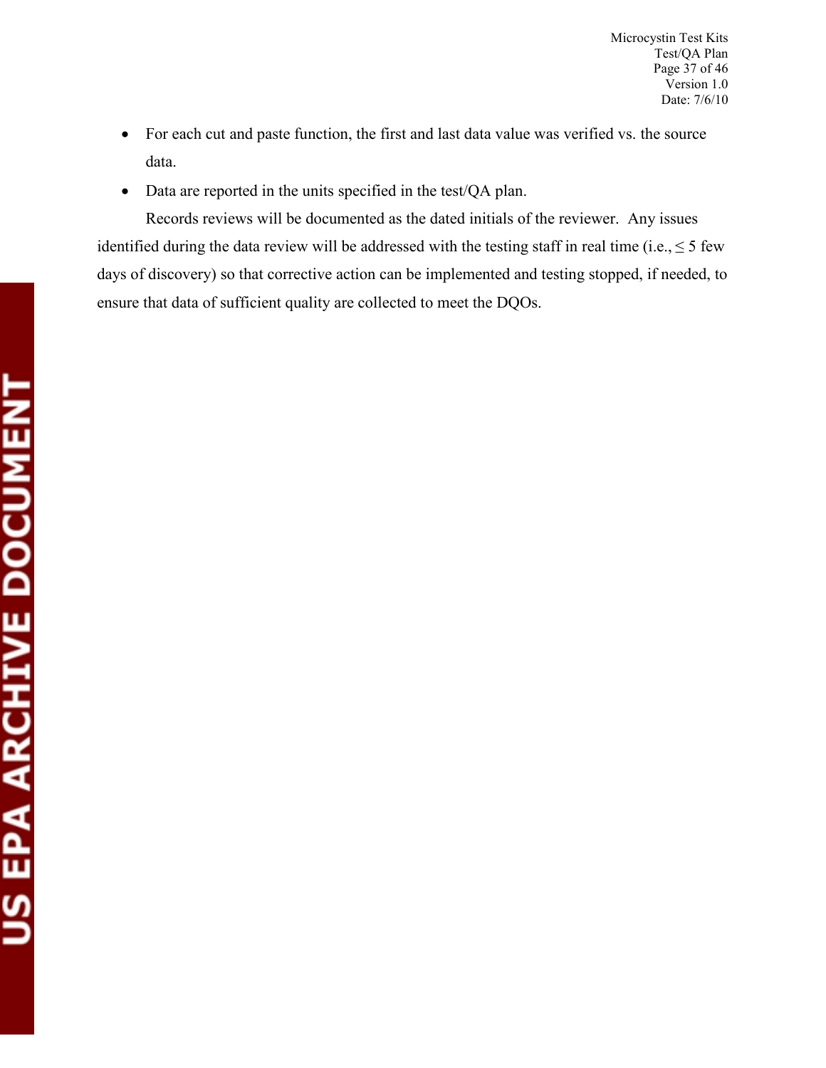- For each cut and paste function, the first and last data value was verified vs. the source data.
- Data are reported in the units specified in the test/QA plan.

Records reviews will be documented as the dated initials of the reviewer. Any issues identified during the data review will be addressed with the testing staff in real time (i.e., ≤ 5 few days of discovery) so that corrective action can be implemented and testing stopped, if needed, to ensure that data of sufficient quality are collected to meet the DQOs.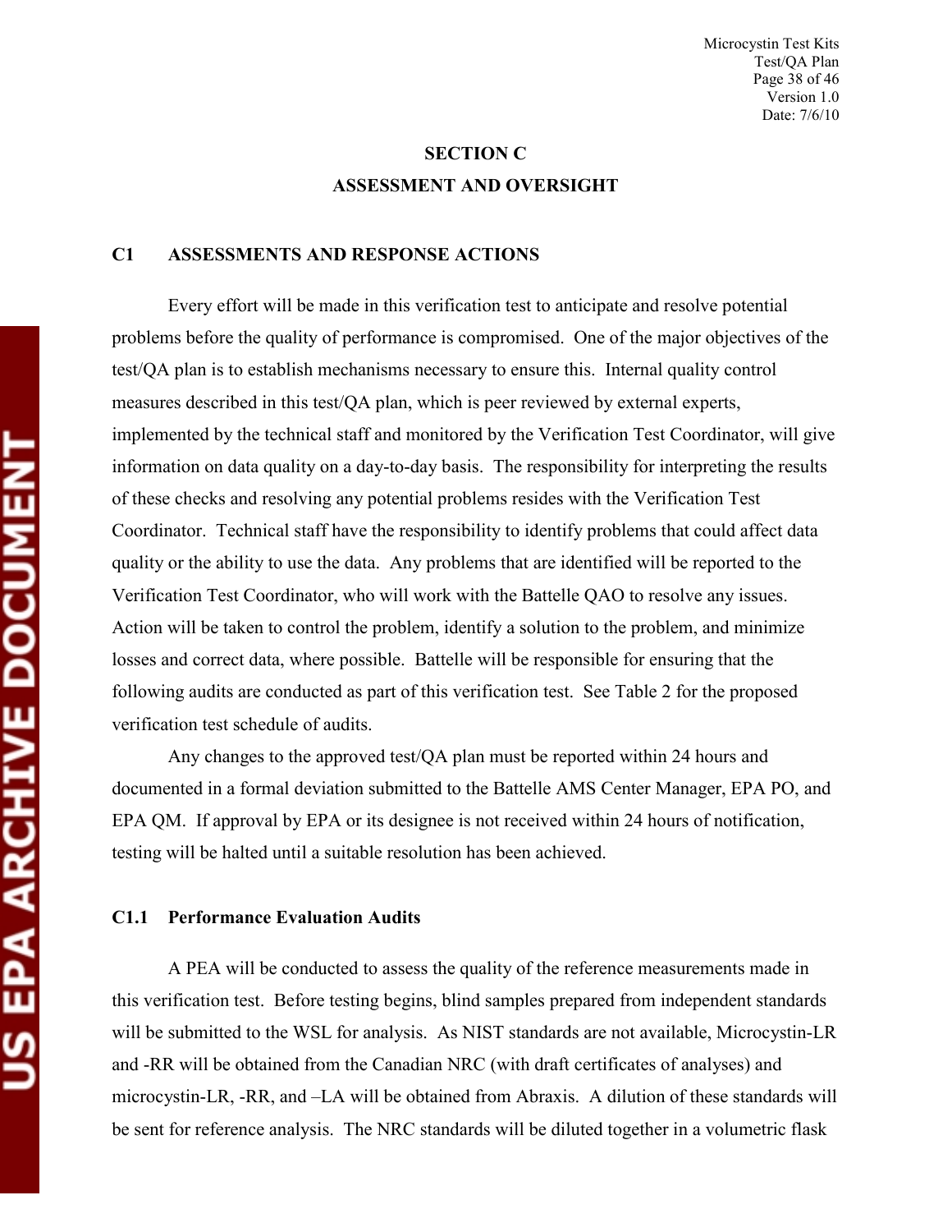## SECTION C

## ASSESSMENT AND OVERSIGHT

### C1 ASSESSMENTS AND RESPONSE ACTIONS

Every effort will be made in this verification test to anticipate and resolve potential problems before the quality of performance is compromised. One of the major objectives of the test/QA plan is to establish mechanisms necessary to ensure this. Internal quality control measures described in this test/QA plan, which is peer reviewed by external experts, implemented by the technical staff and monitored by the Verification Test Coordinator, will give information on data quality on a day-to-day basis. The responsibility for interpreting the results of these checks and resolving any potential problems resides with the Verification Test Coordinator. Technical staff have the responsibility to identify problems that could affect data quality or the ability to use the data. Any problems that are identified will be reported to the Verification Test Coordinator, who will work with the Battelle QAO to resolve any issues. Action will be taken to control the problem, identify a solution to the problem, and minimize losses and correct data, where possible. Battelle will be responsible for ensuring that the following audits are conducted as part of this verification test. See Table 2 for the proposed verification test schedule of audits.

Any changes to the approved test/QA plan must be reported within 24 hours and documented in a formal deviation submitted to the Battelle AMS Center Manager, EPA PO, and EPA QM. If approval by EPA or its designee is not received within 24 hours of notification, testing will be halted until a suitable resolution has been achieved.

#### C1.1 Performance Evaluation Audits

A PEA will be conducted to assess the quality of the reference measurements made in this verification test. Before testing begins, blind samples prepared from independent standards will be submitted to the WSL for analysis. As NIST standards are not available, Microcystin-LR and -RR will be obtained from the Canadian NRC (with draft certificates of analyses) and microcystin-LR, -RR, and –LA will be obtained from Abraxis. A dilution of these standards will be sent for reference analysis. The NRC standards will be diluted together in a volumetric flask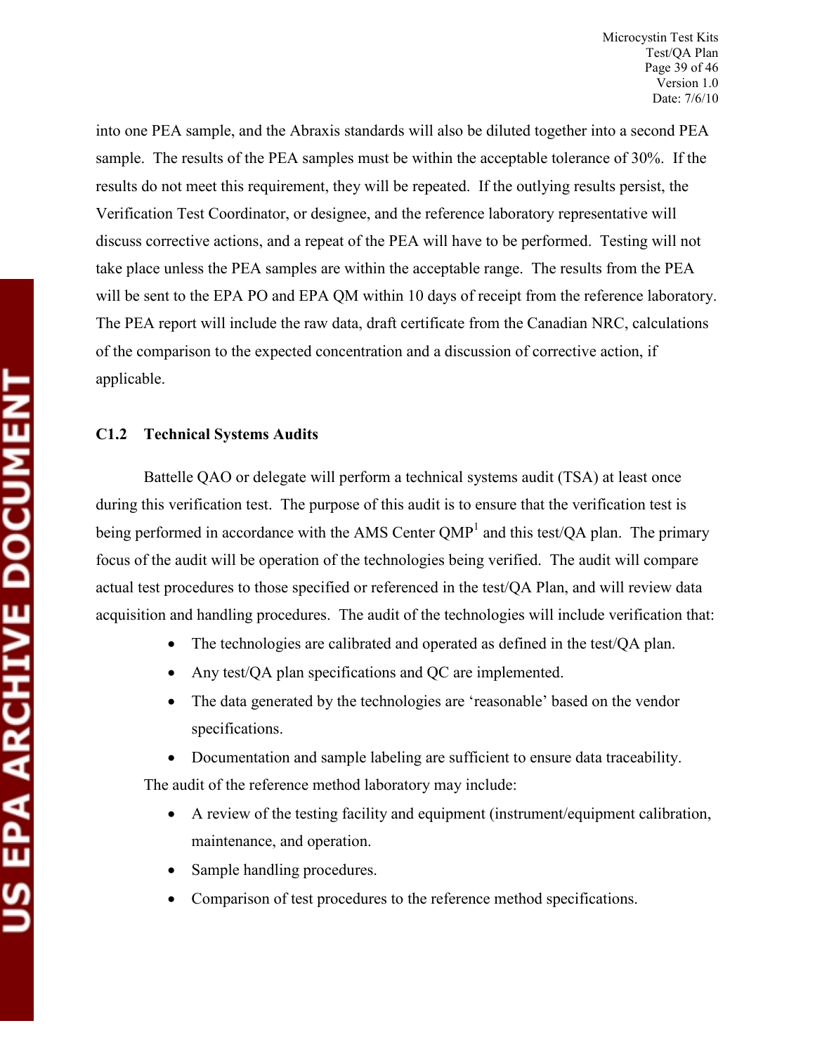into one PEA sample, and the Abraxis standards will also be diluted together into a second PEA sample. The results of the PEA samples must be within the acceptable tolerance of 30%. If the results do not meet this requirement, they will be repeated. If the outlying results persist, the Verification Test Coordinator, or designee, and the reference laboratory representative will discuss corrective actions, and a repeat of the PEA will have to be performed. Testing will not take place unless the PEA samples are within the acceptable range. The results from the PEA will be sent to the EPA PO and EPA QM within 10 days of receipt from the reference laboratory. The PEA report will include the raw data, draft certificate from the Canadian NRC, calculations of the comparison to the expected concentration and a discussion of corrective action, if applicable.

### C1.2 Technical Systems Audits

Battelle QAO or delegate will perform a technical systems audit (TSA) at least once during this verification test. The purpose of this audit is to ensure that the verification test is being performed in accordance with the AMS Center QMP[1] and this test/QA plan. The primary focus of the audit will be operation of the technologies being verified. The audit will compare actual test procedures to those specified or referenced in the test/QA Plan, and will review data acquisition and handling procedures. The audit of the technologies will include verification that:

- The technologies are calibrated and operated as defined in the test/QA plan.
- Any test/QA plan specifications and QC are implemented.
- The data generated by the technologies are 'reasonable' based on the vendor specifications.
- Documentation and sample labeling are sufficient to ensure data traceability.

The audit of the reference method laboratory may include:

- A review of the testing facility and equipment (instrument/equipment calibration, maintenance, and operation.
- Sample handling procedures.
- Comparison of test procedures to the reference method specifications.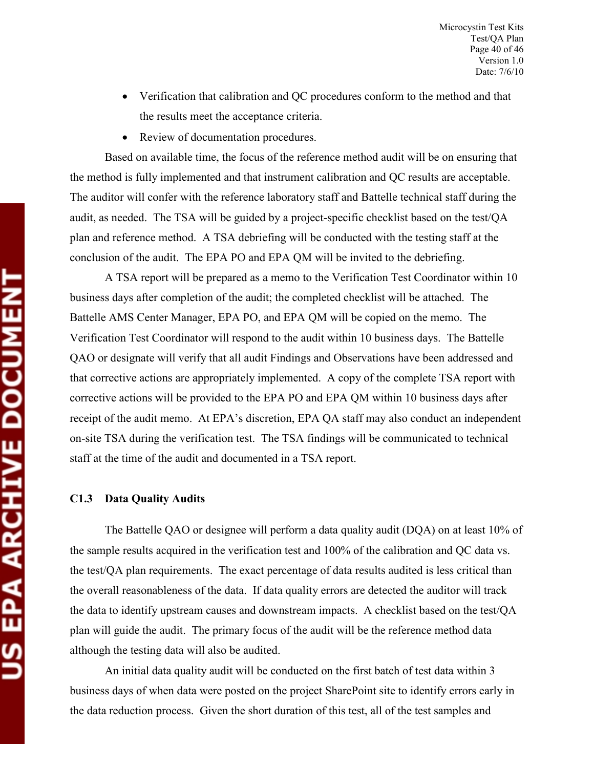- Verification that calibration and QC procedures conform to the method and that the results meet the acceptance criteria.
- Review of documentation procedures.

Based on available time, the focus of the reference method audit will be on ensuring that the method is fully implemented and that instrument calibration and QC results are acceptable. The auditor will confer with the reference laboratory staff and Battelle technical staff during the audit, as needed. The TSA will be guided by a project-specific checklist based on the test/QA plan and reference method. A TSA debriefing will be conducted with the testing staff at the conclusion of the audit. The EPA PO and EPA QM will be invited to the debriefing.

A TSA report will be prepared as a memo to the Verification Test Coordinator within 10 business days after completion of the audit; the completed checklist will be attached. The Battelle AMS Center Manager, EPA PO, and EPA QM will be copied on the memo. The Verification Test Coordinator will respond to the audit within 10 business days. The Battelle QAO or designate will verify that all audit Findings and Observations have been addressed and that corrective actions are appropriately implemented. A copy of the complete TSA report with corrective actions will be provided to the EPA PO and EPA QM within 10 business days after receipt of the audit memo. At EPA's discretion, EPA QA staff may also conduct an independent on-site TSA during the verification test. The TSA findings will be communicated to technical staff at the time of the audit and documented in a TSA report.

### C1.3 Data Quality Audits

The Battelle QAO or designee will perform a data quality audit (DQA) on at least 10% of the sample results acquired in the verification test and 100% of the calibration and QC data vs. the test/QA plan requirements. The exact percentage of data results audited is less critical than the overall reasonableness of the data. If data quality errors are detected the auditor will track the data to identify upstream causes and downstream impacts. A checklist based on the test/QA plan will guide the audit. The primary focus of the audit will be the reference method data although the testing data will also be audited.

An initial data quality audit will be conducted on the first batch of test data within 3 business days of when data were posted on the project SharePoint site to identify errors early in the data reduction process. Given the short duration of this test, all of the test samples and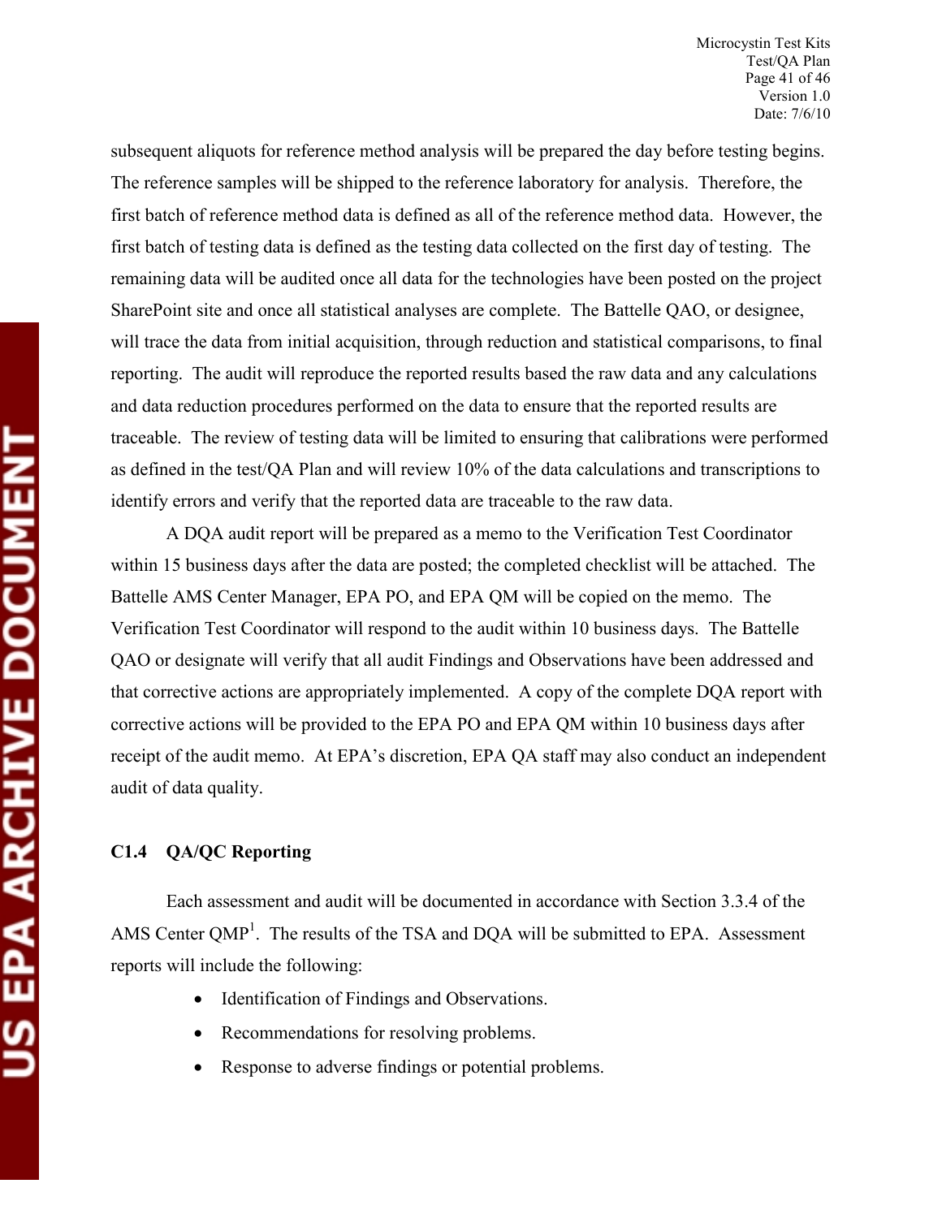subsequent aliquots for reference method analysis will be prepared the day before testing begins. The reference samples will be shipped to the reference laboratory for analysis. Therefore, the first batch of reference method data is defined as all of the reference method data. However, the first batch of testing data is defined as the testing data collected on the first day of testing. The remaining data will be audited once all data for the technologies have been posted on the project SharePoint site and once all statistical analyses are complete. The Battelle QAO, or designee, will trace the data from initial acquisition, through reduction and statistical comparisons, to final reporting. The audit will reproduce the reported results based the raw data and any calculations and data reduction procedures performed on the data to ensure that the reported results are traceable. The review of testing data will be limited to ensuring that calibrations were performed as defined in the test/QA Plan and will review 10% of the data calculations and transcriptions to identify errors and verify that the reported data are traceable to the raw data.

A DQA audit report will be prepared as a memo to the Verification Test Coordinator within 15 business days after the data are posted; the completed checklist will be attached. The Battelle AMS Center Manager, EPA PO, and EPA QM will be copied on the memo. The Verification Test Coordinator will respond to the audit within 10 business days. The Battelle QAO or designate will verify that all audit Findings and Observations have been addressed and that corrective actions are appropriately implemented. A copy of the complete DQA report with corrective actions will be provided to the EPA PO and EPA QM within 10 business days after receipt of the audit memo. At EPA's discretion, EPA QA staff may also conduct an independent audit of data quality.

### C1.4 QA/QC Reporting

Each assessment and audit will be documented in accordance with Section 3.3.4 of the AMS Center QMP[1]. The results of the TSA and DQA will be submitted to EPA. Assessment reports will include the following:

- Identification of Findings and Observations.
- Recommendations for resolving problems.
- Response to adverse findings or potential problems.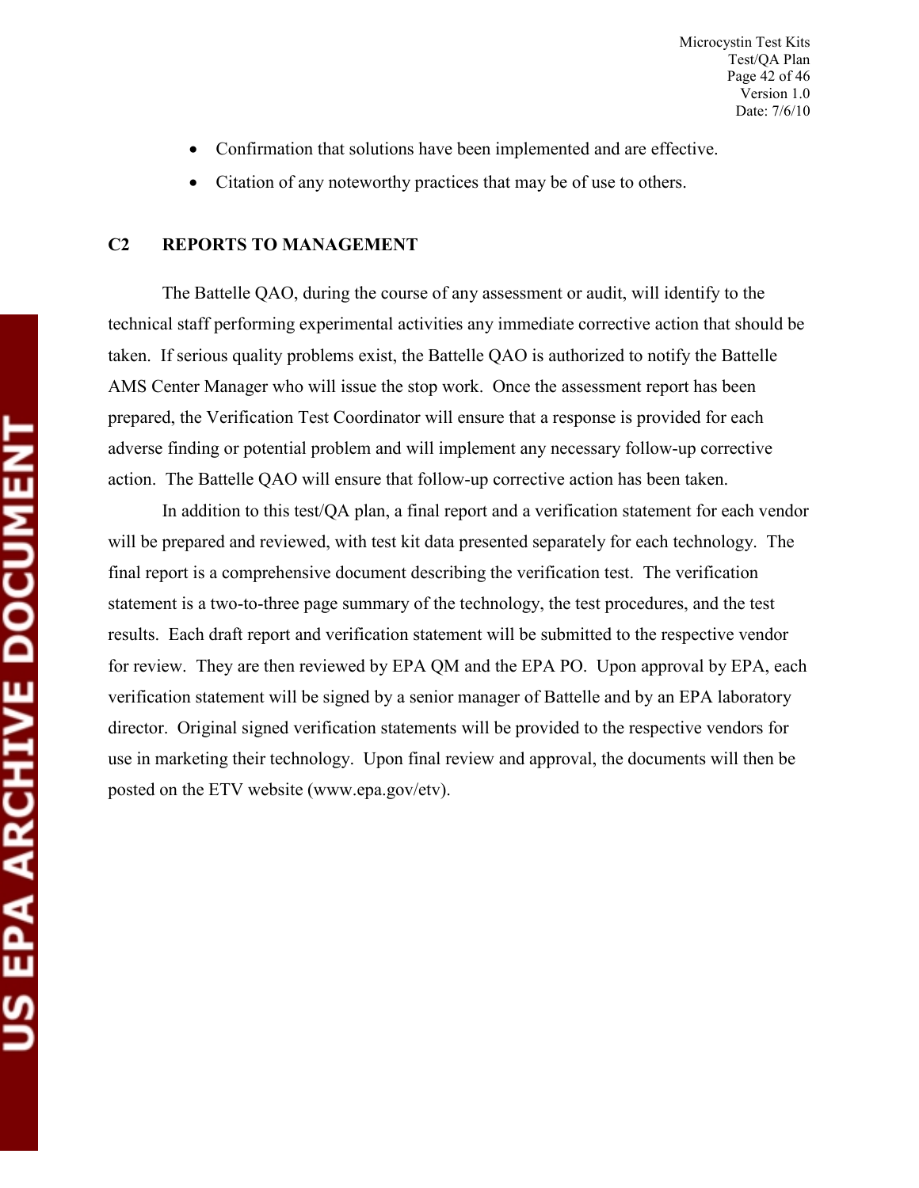- Confirmation that solutions have been implemented and are effective.
- Citation of any noteworthy practices that may be of use to others.

## C2 REPORTS TO MANAGEMENT

The Battelle QAO, during the course of any assessment or audit, will identify to the technical staff performing experimental activities any immediate corrective action that should be taken. If serious quality problems exist, the Battelle QAO is authorized to notify the Battelle AMS Center Manager who will issue the stop work. Once the assessment report has been prepared, the Verification Test Coordinator will ensure that a response is provided for each adverse finding or potential problem and will implement any necessary follow-up corrective action. The Battelle QAO will ensure that follow-up corrective action has been taken.

In addition to this test/QA plan, a final report and a verification statement for each vendor will be prepared and reviewed, with test kit data presented separately for each technology. The final report is a comprehensive document describing the verification test. The verification statement is a two-to-three page summary of the technology, the test procedures, and the test results. Each draft report and verification statement will be submitted to the respective vendor for review. They are then reviewed by EPA QM and the EPA PO. Upon approval by EPA, each verification statement will be signed by a senior manager of Battelle and by an EPA laboratory director. Original signed verification statements will be provided to the respective vendors for use in marketing their technology. Upon final review and approval, the documents will then be posted on the ETV website (www.epa.gov/etv).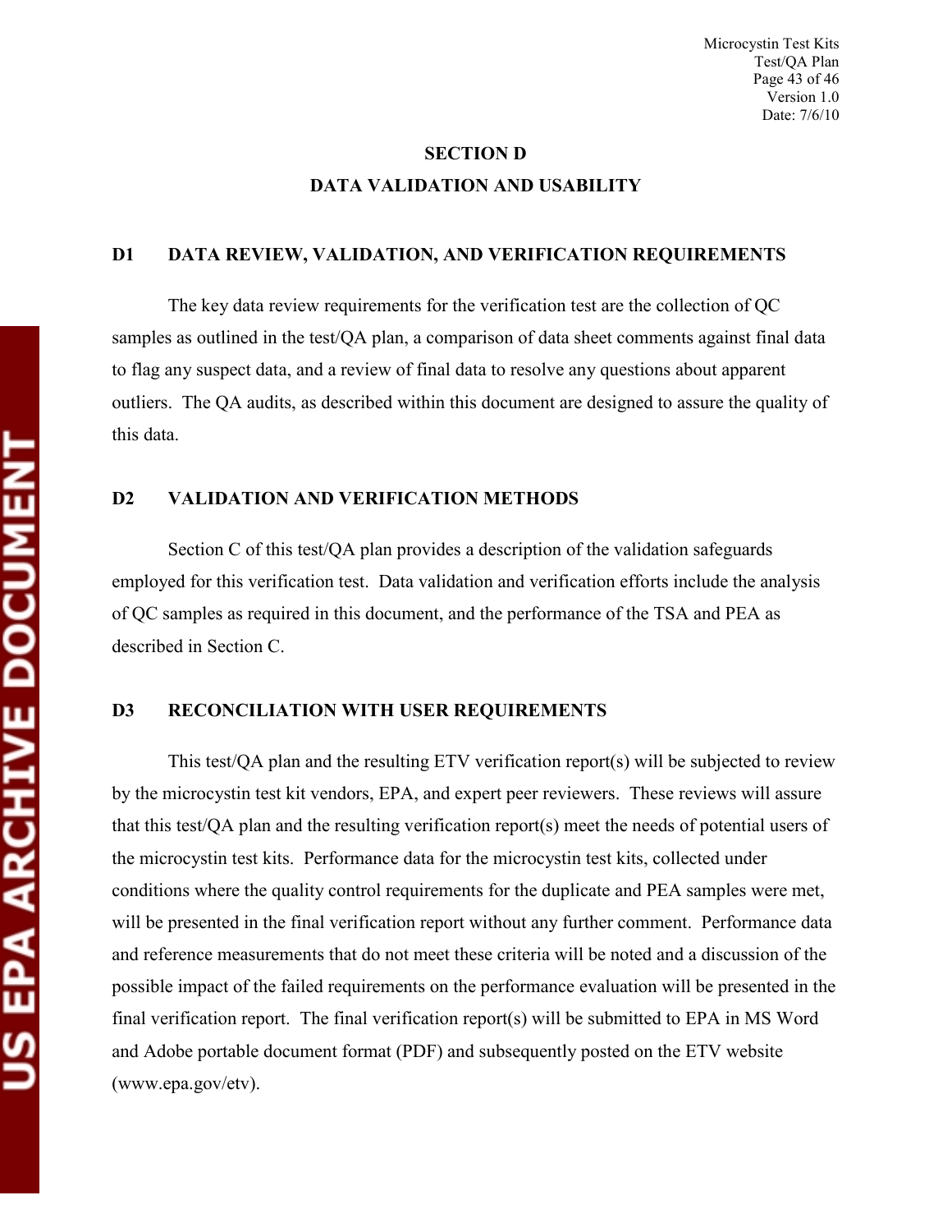# SECTION D

# DATA VALIDATION AND USABILITY

## D1 DATA REVIEW, VALIDATION, AND VERIFICATION REQUIREMENTS

The key data review requirements for the verification test are the collection of QC samples as outlined in the test/QA plan, a comparison of data sheet comments against final data to flag any suspect data, and a review of final data to resolve any questions about apparent outliers. The QA audits, as described within this document are designed to assure the quality of this data.

## D2 VALIDATION AND VERIFICATION METHODS

Section C of this test/QA plan provides a description of the validation safeguards employed for this verification test. Data validation and verification efforts include the analysis of QC samples as required in this document, and the performance of the TSA and PEA as described in Section C.

## D3 RECONCILIATION WITH USER REQUIREMENTS

This test/QA plan and the resulting ETV verification report(s) will be subjected to review by the microcystin test kit vendors, EPA, and expert peer reviewers. These reviews will assure that this test/QA plan and the resulting verification report(s) meet the needs of potential users of the microcystin test kits. Performance data for the microcystin test kits, collected under conditions where the quality control requirements for the duplicate and PEA samples were met, will be presented in the final verification report without any further comment. Performance data and reference measurements that do not meet these criteria will be noted and a discussion of the possible impact of the failed requirements on the performance evaluation will be presented in the final verification report. The final verification report(s) will be submitted to EPA in MS Word and Adobe portable document format (PDF) and subsequently posted on the ETV website (www.epa.gov/etv).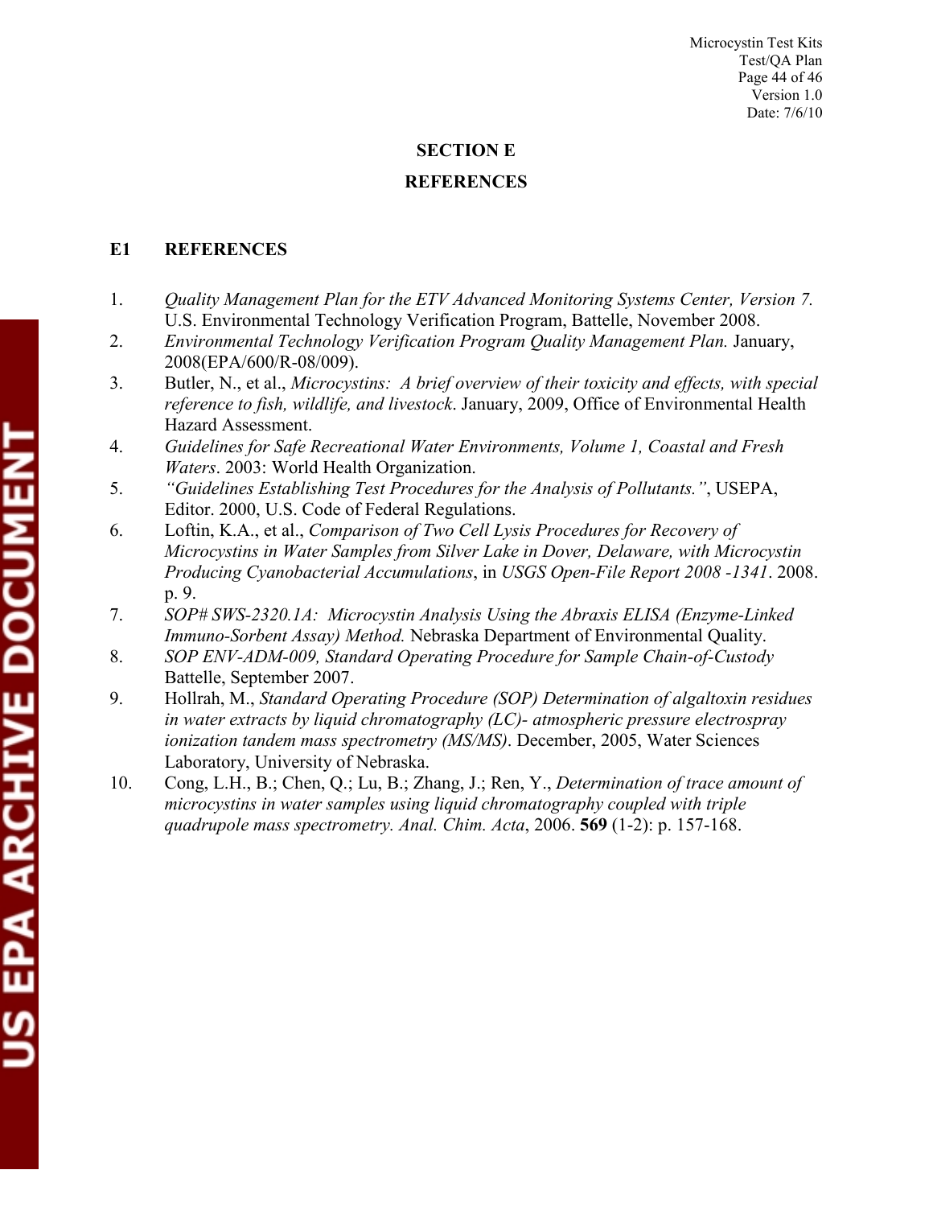# SECTION E

# REFERENCES

## E1 REFERENCES

1. *Quality Management Plan for the ETV Advanced Monitoring Systems Center, Version 7.* U.S. Environmental Technology Verification Program, Battelle, November 2008.
2. *Environmental Technology Verification Program Quality Management Plan.* January, 2008(EPA/600/R-08/009).
3. Butler, N., et al., *Microcystins: A brief overview of their toxicity and effects, with special reference to fish, wildlife, and livestock*. January, 2009, Office of Environmental Health Hazard Assessment.
4. *Guidelines for Safe Recreational Water Environments, Volume 1, Coastal and Fresh Waters*. 2003: World Health Organization.
5. *"Guidelines Establishing Test Procedures for the Analysis of Pollutants."*, USEPA, Editor. 2000, U.S. Code of Federal Regulations.
6. Loftin, K.A., et al., *Comparison of Two Cell Lysis Procedures for Recovery of Microcystins in Water Samples from Silver Lake in Dover, Delaware, with Microcystin Producing Cyanobacterial Accumulations*, in *USGS Open-File Report 2008 -1341*. 2008. p. 9.
7. *SOP# SWS-2320.1A: Microcystin Analysis Using the Abraxis ELISA (Enzyme-Linked Immuno-Sorbent Assay) Method.* Nebraska Department of Environmental Quality.
8. *SOP ENV-ADM-009, Standard Operating Procedure for Sample Chain-of-Custody* Battelle, September 2007.
9. Hollrah, M., *Standard Operating Procedure (SOP) Determination of algaltoxin residues in water extracts by liquid chromatography (LC)- atmospheric pressure electrospray ionization tandem mass spectrometry (MS/MS)*. December, 2005, Water Sciences Laboratory, University of Nebraska.
10. Cong, L.H., B.; Chen, Q.; Lu, B.; Zhang, J.; Ren, Y., *Determination of trace amount of microcystins in water samples using liquid chromatography coupled with triple quadrupole mass spectrometry. Anal. Chim. Acta*, 2006. **569** (1-2): p. 157-168.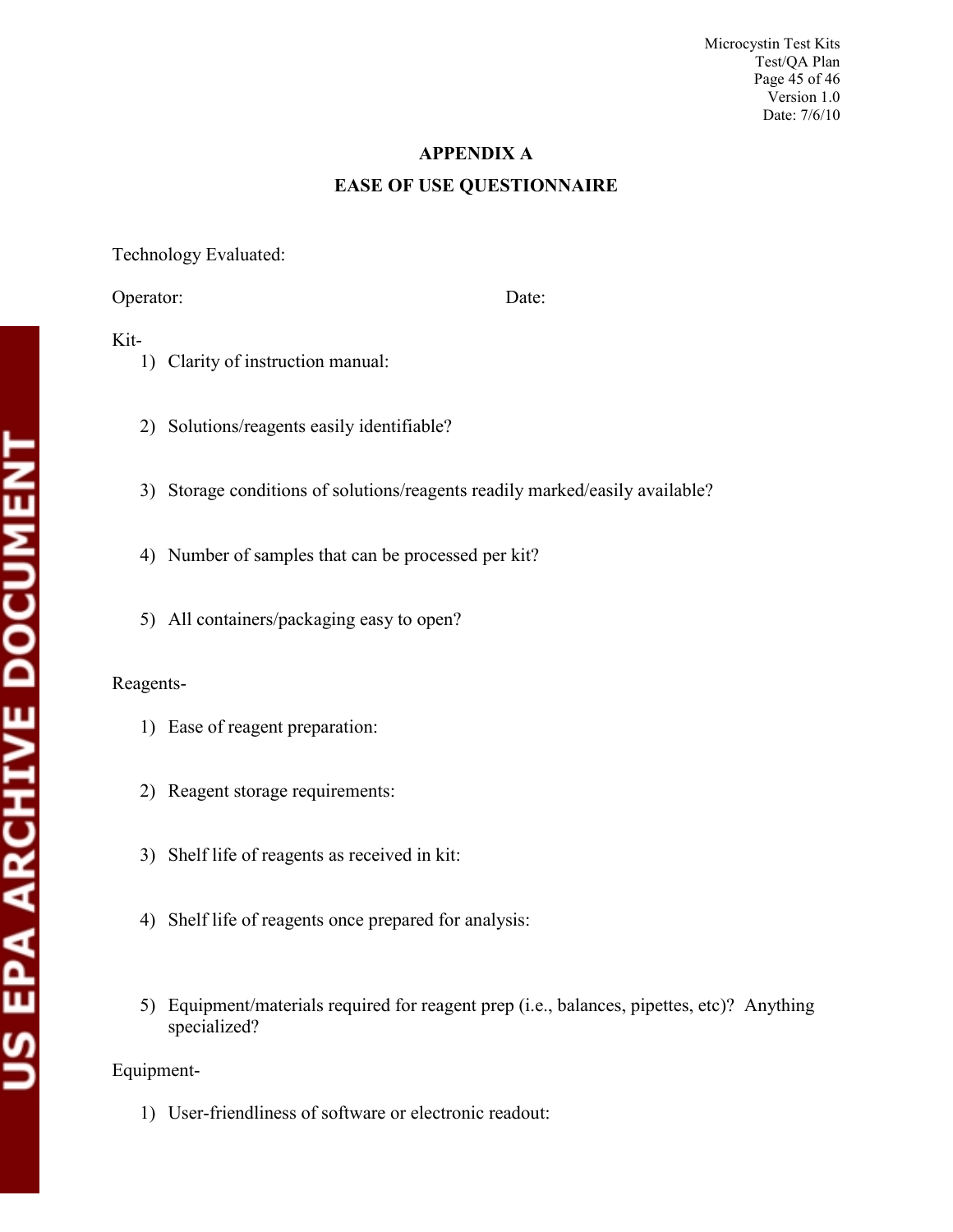# APPENDIX A

## EASE OF USE QUESTIONNAIRE

Technology Evaluated:

Operator: Date:

Kit-

1) Clarity of instruction manual:

2) Solutions/reagents easily identifiable?

3) Storage conditions of solutions/reagents readily marked/easily available?

4) Number of samples that can be processed per kit?

5) All containers/packaging easy to open?

Reagents-

1) Ease of reagent preparation:

2) Reagent storage requirements:

3) Shelf life of reagents as received in kit:

4) Shelf life of reagents once prepared for analysis:

5) Equipment/materials required for reagent prep (i.e., balances, pipettes, etc)? Anything specialized?

Equipment-

1) User-friendliness of software or electronic readout: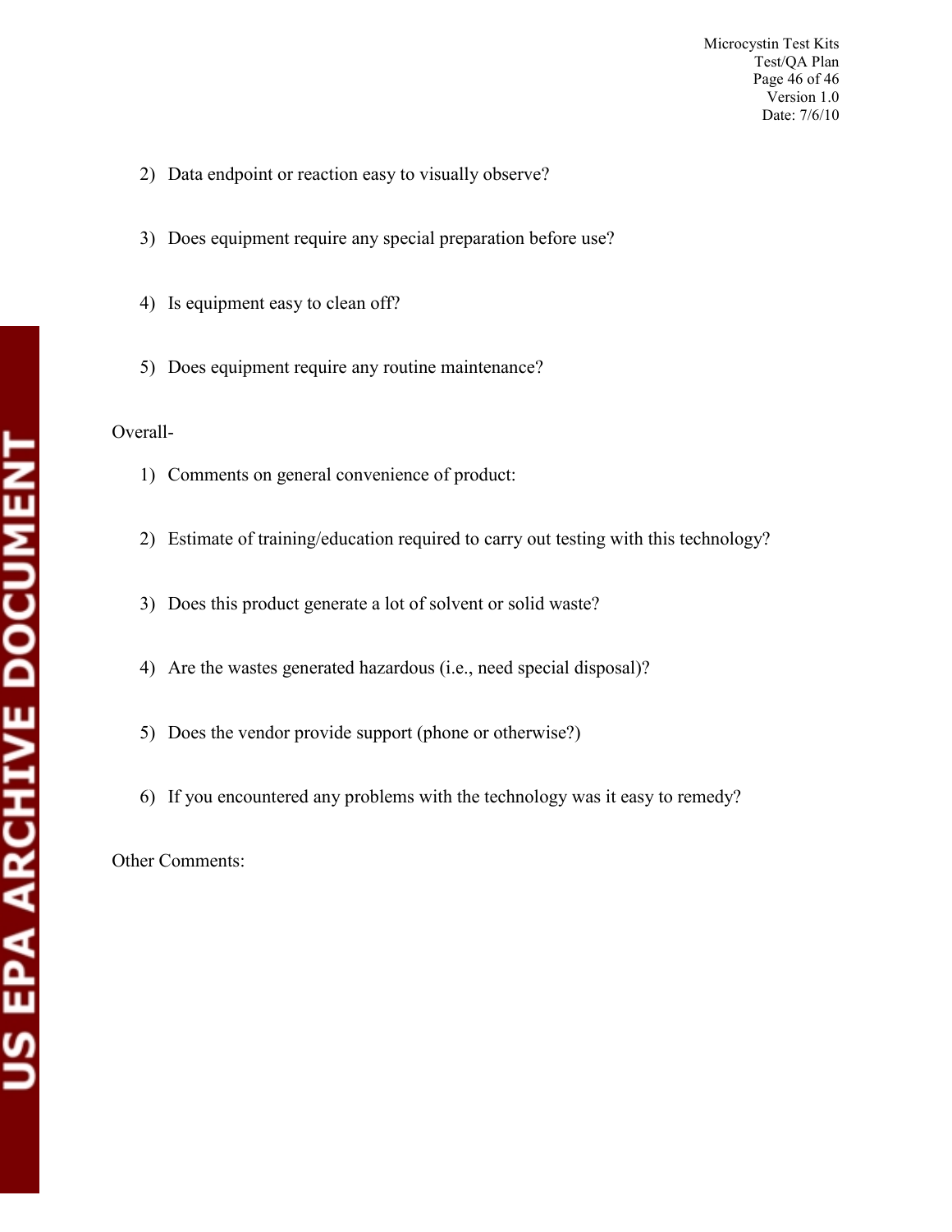2) Data endpoint or reaction easy to visually observe?

3) Does equipment require any special preparation before use?

4) Is equipment easy to clean off?

5) Does equipment require any routine maintenance?

Overall-

1) Comments on general convenience of product:

2) Estimate of training/education required to carry out testing with this technology?

3) Does this product generate a lot of solvent or solid waste?

4) Are the wastes generated hazardous (i.e., need special disposal)?

5) Does the vendor provide support (phone or otherwise?)

6) If you encountered any problems with the technology was it easy to remedy?

Other Comments: